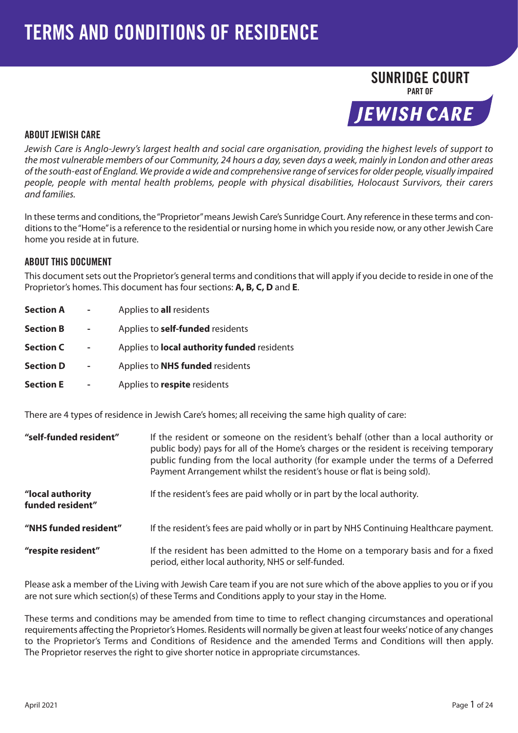# TERMS AND CONDITIONS OF RESIDENCE

**SUNRIDGE COURT**
PART OF
**JEWISH CARE**

## ABOUT JEWISH CARE

*Jewish Care is Anglo-Jewry's largest health and social care organisation, providing the highest levels of support to the most vulnerable members of our Community, 24 hours a day, seven days a week, mainly in London and other areas of the south-east of England. We provide a wide and comprehensive range of services for older people, visually impaired people, people with mental health problems, people with physical disabilities, Holocaust Survivors, their carers and families.*

In these terms and conditions, the "Proprietor" means Jewish Care's Sunridge Court. Any reference in these terms and conditions to the "Home" is a reference to the residential or nursing home in which you reside now, or any other Jewish Care home you reside at in future.

## ABOUT THIS DOCUMENT

This document sets out the Proprietor's general terms and conditions that will apply if you decide to reside in one of the Proprietor's homes. This document has four sections: **A, B, C, D** and **E**.

| | | |
|---|---|---|
| **Section A** | - | Applies to **all** residents |
| **Section B** | - | Applies to **self-funded** residents |
| **Section C** | - | Applies to **local authority funded** residents |
| **Section D** | - | Applies to **NHS funded** residents |
| **Section E** | - | Applies to **respite** residents |

There are 4 types of residence in Jewish Care's homes; all receiving the same high quality of care:

| | |
|---|---|
| **"self-funded resident"** | If the resident or someone on the resident's behalf (other than a local authority or public body) pays for all of the Home's charges or the resident is receiving temporary public funding from the local authority (for example under the terms of a Deferred Payment Arrangement whilst the resident's house or flat is being sold). |
| **"local authority funded resident"** | If the resident's fees are paid wholly or in part by the local authority. |
| **"NHS funded resident"** | If the resident's fees are paid wholly or in part by NHS Continuing Healthcare payment. |
| **"respite resident"** | If the resident has been admitted to the Home on a temporary basis and for a fixed period, either local authority, NHS or self-funded. |

Please ask a member of the Living with Jewish Care team if you are not sure which of the above applies to you or if you are not sure which section(s) of these Terms and Conditions apply to your stay in the Home.

These terms and conditions may be amended from time to time to reflect changing circumstances and operational requirements affecting the Proprietor's Homes. Residents will normally be given at least four weeks' notice of any changes to the Proprietor's Terms and Conditions of Residence and the amended Terms and Conditions will then apply. The Proprietor reserves the right to give shorter notice in appropriate circumstances.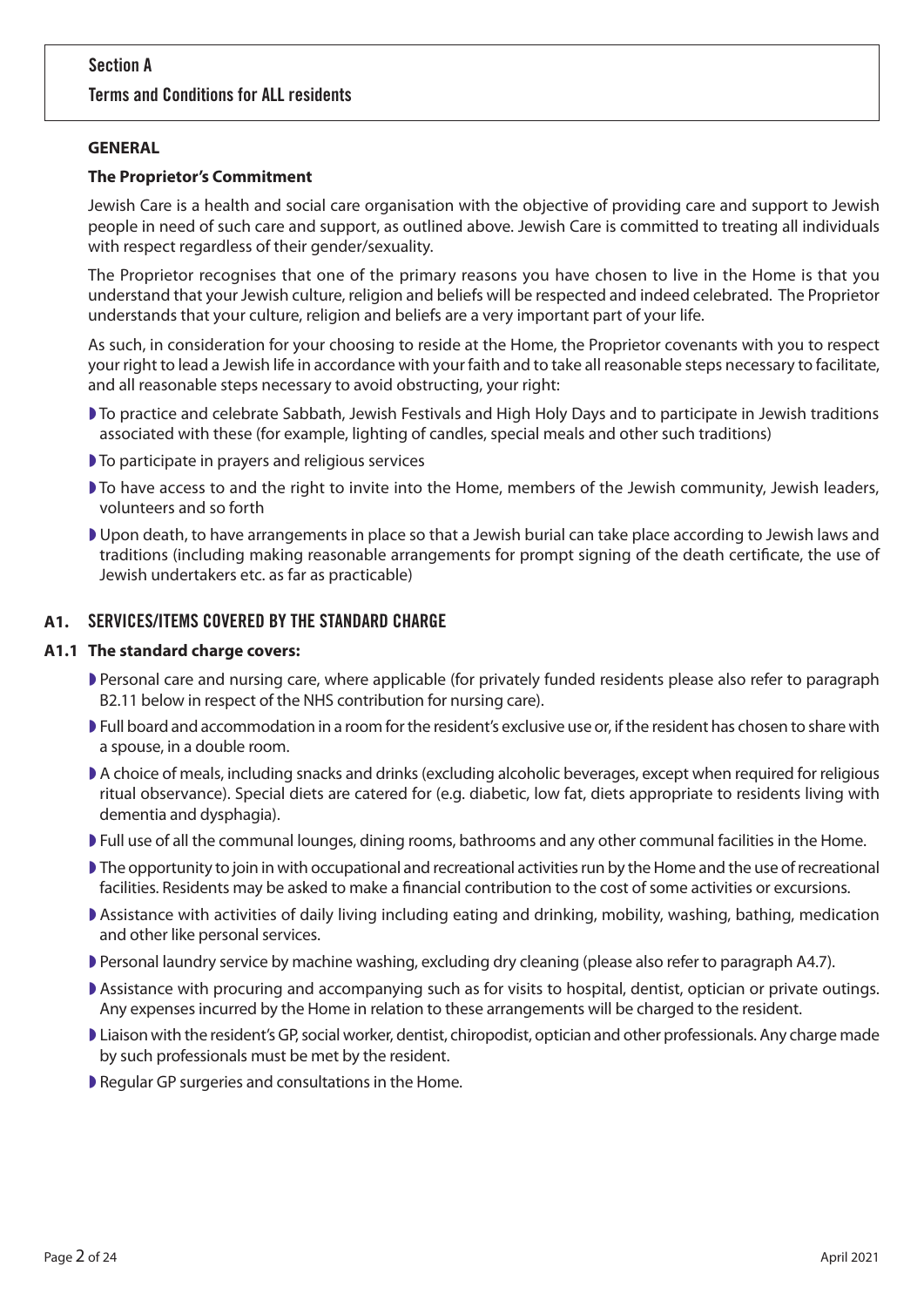## Section A

## Terms and Conditions for ALL residents

**GENERAL**

**The Proprietor's Commitment**

Jewish Care is a health and social care organisation with the objective of providing care and support to Jewish people in need of such care and support, as outlined above. Jewish Care is committed to treating all individuals with respect regardless of their gender/sexuality.

The Proprietor recognises that one of the primary reasons you have chosen to live in the Home is that you understand that your Jewish culture, religion and beliefs will be respected and indeed celebrated. The Proprietor understands that your culture, religion and beliefs are a very important part of your life.

As such, in consideration for your choosing to reside at the Home, the Proprietor covenants with you to respect your right to lead a Jewish life in accordance with your faith and to take all reasonable steps necessary to facilitate, and all reasonable steps necessary to avoid obstructing, your right:

- To practice and celebrate Sabbath, Jewish Festivals and High Holy Days and to participate in Jewish traditions associated with these (for example, lighting of candles, special meals and other such traditions)
- To participate in prayers and religious services
- To have access to and the right to invite into the Home, members of the Jewish community, Jewish leaders, volunteers and so forth
- Upon death, to have arrangements in place so that a Jewish burial can take place according to Jewish laws and traditions (including making reasonable arrangements for prompt signing of the death certificate, the use of Jewish undertakers etc. as far as practicable)

### A1. SERVICES/ITEMS COVERED BY THE STANDARD CHARGE

**A1.1 The standard charge covers:**

- Personal care and nursing care, where applicable (for privately funded residents please also refer to paragraph B2.11 below in respect of the NHS contribution for nursing care).
- Full board and accommodation in a room for the resident's exclusive use or, if the resident has chosen to share with a spouse, in a double room.
- A choice of meals, including snacks and drinks (excluding alcoholic beverages, except when required for religious ritual observance). Special diets are catered for (e.g. diabetic, low fat, diets appropriate to residents living with dementia and dysphagia).
- Full use of all the communal lounges, dining rooms, bathrooms and any other communal facilities in the Home.
- The opportunity to join in with occupational and recreational activities run by the Home and the use of recreational facilities. Residents may be asked to make a financial contribution to the cost of some activities or excursions.
- Assistance with activities of daily living including eating and drinking, mobility, washing, bathing, medication and other like personal services.
- Personal laundry service by machine washing, excluding dry cleaning (please also refer to paragraph A4.7).
- Assistance with procuring and accompanying such as for visits to hospital, dentist, optician or private outings. Any expenses incurred by the Home in relation to these arrangements will be charged to the resident.
- Liaison with the resident's GP, social worker, dentist, chiropodist, optician and other professionals. Any charge made by such professionals must be met by the resident.
- Regular GP surgeries and consultations in the Home.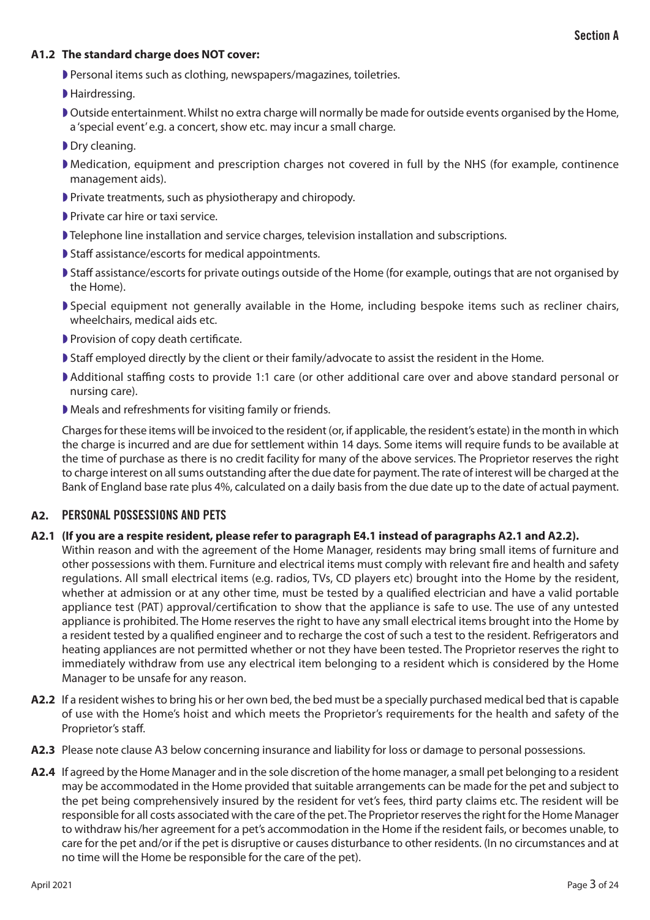### A1.2 The standard charge does NOT cover:

- Personal items such as clothing, newspapers/magazines, toiletries.
- Hairdressing.
- Outside entertainment. Whilst no extra charge will normally be made for outside events organised by the Home, a 'special event' e.g. a concert, show etc. may incur a small charge.
- Dry cleaning.
- Medication, equipment and prescription charges not covered in full by the NHS (for example, continence management aids).
- Private treatments, such as physiotherapy and chiropody.
- Private car hire or taxi service.
- Telephone line installation and service charges, television installation and subscriptions.
- Staff assistance/escorts for medical appointments.
- Staff assistance/escorts for private outings outside of the Home (for example, outings that are not organised by the Home).
- Special equipment not generally available in the Home, including bespoke items such as recliner chairs, wheelchairs, medical aids etc.
- Provision of copy death certificate.
- Staff employed directly by the client or their family/advocate to assist the resident in the Home.
- Additional staffing costs to provide 1:1 care (or other additional care over and above standard personal or nursing care).
- Meals and refreshments for visiting family or friends.

Charges for these items will be invoiced to the resident (or, if applicable, the resident's estate) in the month in which the charge is incurred and are due for settlement within 14 days. Some items will require funds to be available at the time of purchase as there is no credit facility for many of the above services. The Proprietor reserves the right to charge interest on all sums outstanding after the due date for payment. The rate of interest will be charged at the Bank of England base rate plus 4%, calculated on a daily basis from the due date up to the date of actual payment.

## A2. PERSONAL POSSESSIONS AND PETS

**A2.1 (If you are a respite resident, please refer to paragraph E4.1 instead of paragraphs A2.1 and A2.2).**
Within reason and with the agreement of the Home Manager, residents may bring small items of furniture and other possessions with them. Furniture and electrical items must comply with relevant fire and health and safety regulations. All small electrical items (e.g. radios, TVs, CD players etc) brought into the Home by the resident, whether at admission or at any other time, must be tested by a qualified electrician and have a valid portable appliance test (PAT) approval/certification to show that the appliance is safe to use. The use of any untested appliance is prohibited. The Home reserves the right to have any small electrical items brought into the Home by a resident tested by a qualified engineer and to recharge the cost of such a test to the resident. Refrigerators and heating appliances are not permitted whether or not they have been tested. The Proprietor reserves the right to immediately withdraw from use any electrical item belonging to a resident which is considered by the Home Manager to be unsafe for any reason.

**A2.2** If a resident wishes to bring his or her own bed, the bed must be a specially purchased medical bed that is capable of use with the Home's hoist and which meets the Proprietor's requirements for the health and safety of the Proprietor's staff.

**A2.3** Please note clause A3 below concerning insurance and liability for loss or damage to personal possessions.

**A2.4** If agreed by the Home Manager and in the sole discretion of the home manager, a small pet belonging to a resident may be accommodated in the Home provided that suitable arrangements can be made for the pet and subject to the pet being comprehensively insured by the resident for vet's fees, third party claims etc. The resident will be responsible for all costs associated with the care of the pet. The Proprietor reserves the right for the Home Manager to withdraw his/her agreement for a pet's accommodation in the Home if the resident fails, or becomes unable, to care for the pet and/or if the pet is disruptive or causes disturbance to other residents. (In no circumstances and at no time will the Home be responsible for the care of the pet).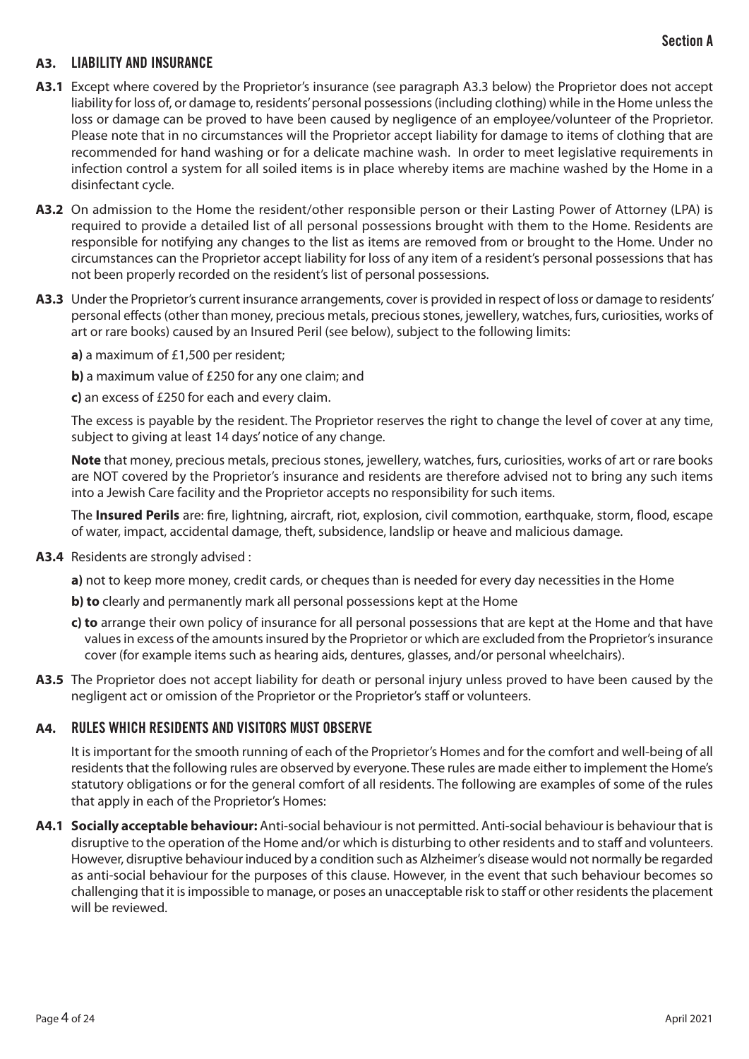## A3. LIABILITY AND INSURANCE

**A3.1** Except where covered by the Proprietor's insurance (see paragraph A3.3 below) the Proprietor does not accept liability for loss of, or damage to, residents' personal possessions (including clothing) while in the Home unless the loss or damage can be proved to have been caused by negligence of an employee/volunteer of the Proprietor. Please note that in no circumstances will the Proprietor accept liability for damage to items of clothing that are recommended for hand washing or for a delicate machine wash. In order to meet legislative requirements in infection control a system for all soiled items is in place whereby items are machine washed by the Home in a disinfectant cycle.

**A3.2** On admission to the Home the resident/other responsible person or their Lasting Power of Attorney (LPA) is required to provide a detailed list of all personal possessions brought with them to the Home. Residents are responsible for notifying any changes to the list as items are removed from or brought to the Home. Under no circumstances can the Proprietor accept liability for loss of any item of a resident's personal possessions that has not been properly recorded on the resident's list of personal possessions.

**A3.3** Under the Proprietor's current insurance arrangements, cover is provided in respect of loss or damage to residents' personal effects (other than money, precious metals, precious stones, jewellery, watches, furs, curiosities, works of art or rare books) caused by an Insured Peril (see below), subject to the following limits:

**a)** a maximum of £1,500 per resident;

**b)** a maximum value of £250 for any one claim; and

**c)** an excess of £250 for each and every claim.

The excess is payable by the resident. The Proprietor reserves the right to change the level of cover at any time, subject to giving at least 14 days' notice of any change.

**Note** that money, precious metals, precious stones, jewellery, watches, furs, curiosities, works of art or rare books are NOT covered by the Proprietor's insurance and residents are therefore advised not to bring any such items into a Jewish Care facility and the Proprietor accepts no responsibility for such items.

The **Insured Perils** are: fire, lightning, aircraft, riot, explosion, civil commotion, earthquake, storm, flood, escape of water, impact, accidental damage, theft, subsidence, landslip or heave and malicious damage.

**A3.4** Residents are strongly advised :

**a)** not to keep more money, credit cards, or cheques than is needed for every day necessities in the Home

**b) to** clearly and permanently mark all personal possessions kept at the Home

**c) to** arrange their own policy of insurance for all personal possessions that are kept at the Home and that have values in excess of the amounts insured by the Proprietor or which are excluded from the Proprietor's insurance cover (for example items such as hearing aids, dentures, glasses, and/or personal wheelchairs).

**A3.5** The Proprietor does not accept liability for death or personal injury unless proved to have been caused by the negligent act or omission of the Proprietor or the Proprietor's staff or volunteers.

## A4. RULES WHICH RESIDENTS AND VISITORS MUST OBSERVE

It is important for the smooth running of each of the Proprietor's Homes and for the comfort and well-being of all residents that the following rules are observed by everyone. These rules are made either to implement the Home's statutory obligations or for the general comfort of all residents. The following are examples of some of the rules that apply in each of the Proprietor's Homes:

**A4.1** **Socially acceptable behaviour:** Anti-social behaviour is not permitted. Anti-social behaviour is behaviour that is disruptive to the operation of the Home and/or which is disturbing to other residents and to staff and volunteers. However, disruptive behaviour induced by a condition such as Alzheimer's disease would not normally be regarded as anti-social behaviour for the purposes of this clause. However, in the event that such behaviour becomes so challenging that it is impossible to manage, or poses an unacceptable risk to staff or other residents the placement will be reviewed.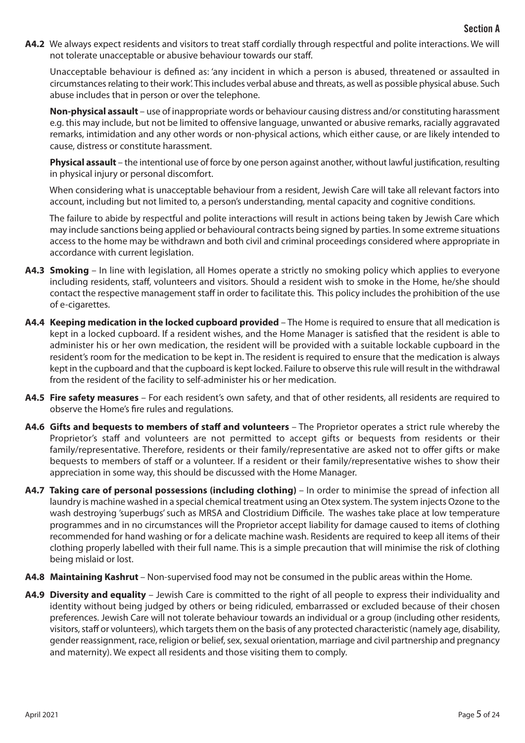**A4.2** We always expect residents and visitors to treat staff cordially through respectful and polite interactions. We will not tolerate unacceptable or abusive behaviour towards our staff.

Unacceptable behaviour is defined as: 'any incident in which a person is abused, threatened or assaulted in circumstances relating to their work'. This includes verbal abuse and threats, as well as possible physical abuse. Such abuse includes that in person or over the telephone.

**Non-physical assault** – use of inappropriate words or behaviour causing distress and/or constituting harassment e.g. this may include, but not be limited to offensive language, unwanted or abusive remarks, racially aggravated remarks, intimidation and any other words or non-physical actions, which either cause, or are likely intended to cause, distress or constitute harassment.

**Physical assault** – the intentional use of force by one person against another, without lawful justification, resulting in physical injury or personal discomfort.

When considering what is unacceptable behaviour from a resident, Jewish Care will take all relevant factors into account, including but not limited to, a person's understanding, mental capacity and cognitive conditions.

The failure to abide by respectful and polite interactions will result in actions being taken by Jewish Care which may include sanctions being applied or behavioural contracts being signed by parties. In some extreme situations access to the home may be withdrawn and both civil and criminal proceedings considered where appropriate in accordance with current legislation.

**A4.3** **Smoking** – In line with legislation, all Homes operate a strictly no smoking policy which applies to everyone including residents, staff, volunteers and visitors. Should a resident wish to smoke in the Home, he/she should contact the respective management staff in order to facilitate this. This policy includes the prohibition of the use of e-cigarettes.

**A4.4** **Keeping medication in the locked cupboard provided** – The Home is required to ensure that all medication is kept in a locked cupboard. If a resident wishes, and the Home Manager is satisfied that the resident is able to administer his or her own medication, the resident will be provided with a suitable lockable cupboard in the resident's room for the medication to be kept in. The resident is required to ensure that the medication is always kept in the cupboard and that the cupboard is kept locked. Failure to observe this rule will result in the withdrawal from the resident of the facility to self-administer his or her medication.

**A4.5** **Fire safety measures** – For each resident's own safety, and that of other residents, all residents are required to observe the Home's fire rules and regulations.

**A4.6** **Gifts and bequests to members of staff and volunteers** – The Proprietor operates a strict rule whereby the Proprietor's staff and volunteers are not permitted to accept gifts or bequests from residents or their family/representative. Therefore, residents or their family/representative are asked not to offer gifts or make bequests to members of staff or a volunteer. If a resident or their family/representative wishes to show their appreciation in some way, this should be discussed with the Home Manager.

**A4.7** **Taking care of personal possessions (including clothing)** – In order to minimise the spread of infection all laundry is machine washed in a special chemical treatment using an Otex system. The system injects Ozone to the wash destroying 'superbugs' such as MRSA and Clostridium Difficile. The washes take place at low temperature programmes and in no circumstances will the Proprietor accept liability for damage caused to items of clothing recommended for hand washing or for a delicate machine wash. Residents are required to keep all items of their clothing properly labelled with their full name. This is a simple precaution that will minimise the risk of clothing being mislaid or lost.

**A4.8** **Maintaining Kashrut** – Non-supervised food may not be consumed in the public areas within the Home.

**A4.9** **Diversity and equality** – Jewish Care is committed to the right of all people to express their individuality and identity without being judged by others or being ridiculed, embarrassed or excluded because of their chosen preferences. Jewish Care will not tolerate behaviour towards an individual or a group (including other residents, visitors, staff or volunteers), which targets them on the basis of any protected characteristic (namely age, disability, gender reassignment, race, religion or belief, sex, sexual orientation, marriage and civil partnership and pregnancy and maternity). We expect all residents and those visiting them to comply.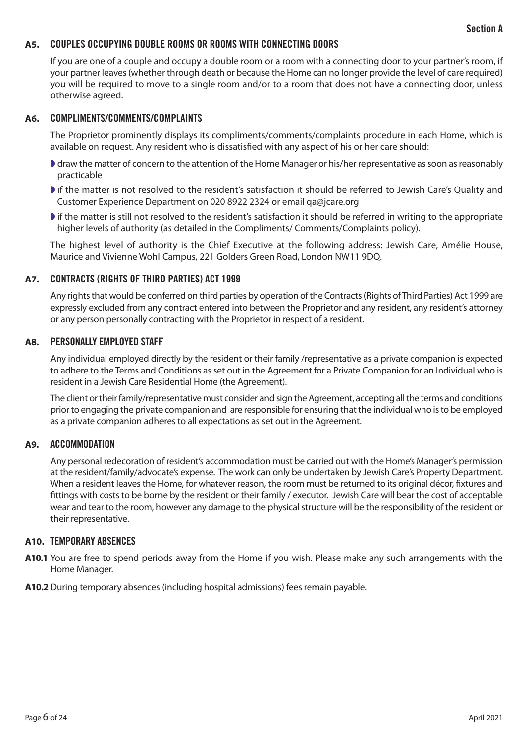## A5. COUPLES OCCUPYING DOUBLE ROOMS OR ROOMS WITH CONNECTING DOORS

If you are one of a couple and occupy a double room or a room with a connecting door to your partner's room, if your partner leaves (whether through death or because the Home can no longer provide the level of care required) you will be required to move to a single room and/or to a room that does not have a connecting door, unless otherwise agreed.

## A6. COMPLIMENTS/COMMENTS/COMPLAINTS

The Proprietor prominently displays its compliments/comments/complaints procedure in each Home, which is available on request. Any resident who is dissatisfied with any aspect of his or her care should:

- draw the matter of concern to the attention of the Home Manager or his/her representative as soon as reasonably practicable
- if the matter is not resolved to the resident's satisfaction it should be referred to Jewish Care's Quality and Customer Experience Department on 020 8922 2324 or email qa@jcare.org
- if the matter is still not resolved to the resident's satisfaction it should be referred in writing to the appropriate higher levels of authority (as detailed in the Compliments/ Comments/Complaints policy).

The highest level of authority is the Chief Executive at the following address: Jewish Care, Amélie House, Maurice and Vivienne Wohl Campus, 221 Golders Green Road, London NW11 9DQ.

## A7. CONTRACTS (RIGHTS OF THIRD PARTIES) ACT 1999

Any rights that would be conferred on third parties by operation of the Contracts (Rights of Third Parties) Act 1999 are expressly excluded from any contract entered into between the Proprietor and any resident, any resident's attorney or any person personally contracting with the Proprietor in respect of a resident.

## A8. PERSONALLY EMPLOYED STAFF

Any individual employed directly by the resident or their family /representative as a private companion is expected to adhere to the Terms and Conditions as set out in the Agreement for a Private Companion for an Individual who is resident in a Jewish Care Residential Home (the Agreement).

The client or their family/representative must consider and sign the Agreement, accepting all the terms and conditions prior to engaging the private companion and are responsible for ensuring that the individual who is to be employed as a private companion adheres to all expectations as set out in the Agreement.

## A9. ACCOMMODATION

Any personal redecoration of resident's accommodation must be carried out with the Home's Manager's permission at the resident/family/advocate's expense. The work can only be undertaken by Jewish Care's Property Department. When a resident leaves the Home, for whatever reason, the room must be returned to its original décor, fixtures and fittings with costs to be borne by the resident or their family / executor. Jewish Care will bear the cost of acceptable wear and tear to the room, however any damage to the physical structure will be the responsibility of the resident or their representative.

## A10. TEMPORARY ABSENCES

**A10.1** You are free to spend periods away from the Home if you wish. Please make any such arrangements with the Home Manager.

**A10.2** During temporary absences (including hospital admissions) fees remain payable.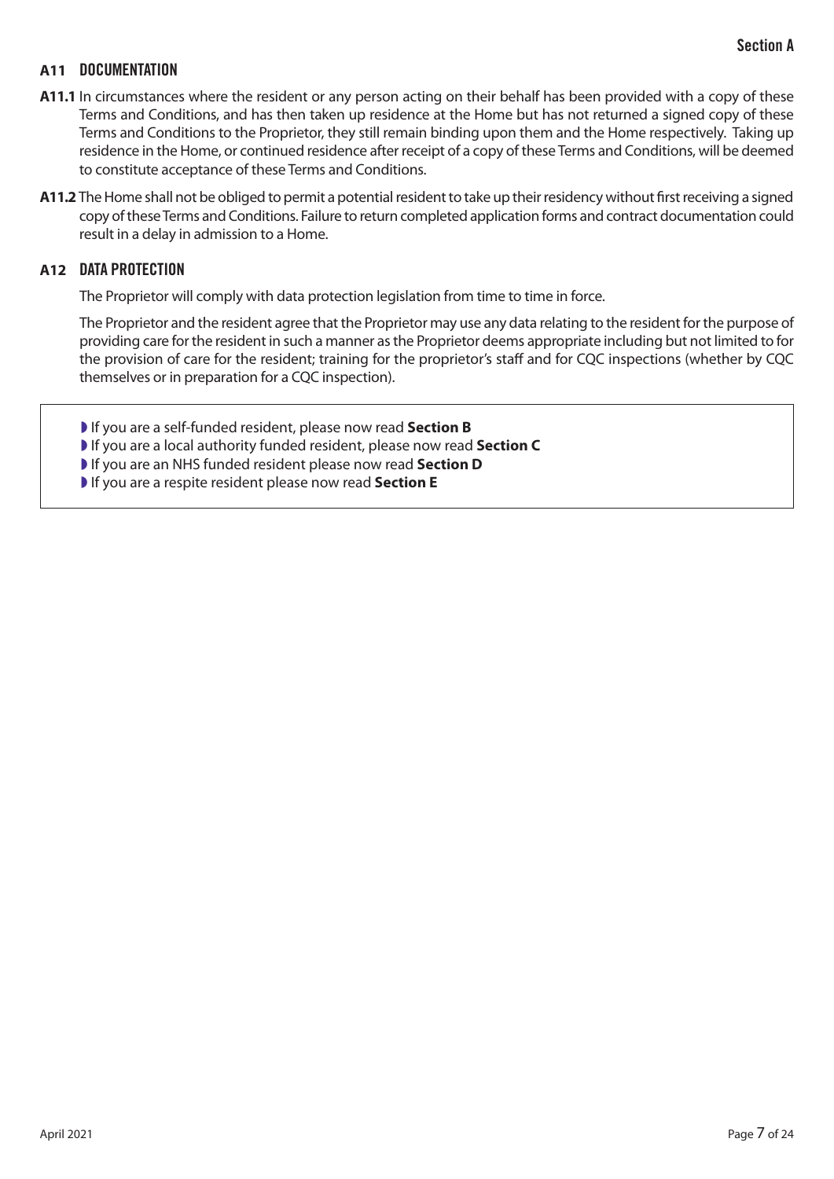## A11 DOCUMENTATION

**A11.1** In circumstances where the resident or any person acting on their behalf has been provided with a copy of these Terms and Conditions, and has then taken up residence at the Home but has not returned a signed copy of these Terms and Conditions to the Proprietor, they still remain binding upon them and the Home respectively. Taking up residence in the Home, or continued residence after receipt of a copy of these Terms and Conditions, will be deemed to constitute acceptance of these Terms and Conditions.

**A11.2** The Home shall not be obliged to permit a potential resident to take up their residency without first receiving a signed copy of these Terms and Conditions. Failure to return completed application forms and contract documentation could result in a delay in admission to a Home.

## A12 DATA PROTECTION

The Proprietor will comply with data protection legislation from time to time in force.

The Proprietor and the resident agree that the Proprietor may use any data relating to the resident for the purpose of providing care for the resident in such a manner as the Proprietor deems appropriate including but not limited to for the provision of care for the resident; training for the proprietor's staff and for CQC inspections (whether by CQC themselves or in preparation for a CQC inspection).

- If you are a self-funded resident, please now read **Section B**
- If you are a local authority funded resident, please now read **Section C**
- If you are an NHS funded resident please now read **Section D**
- If you are a respite resident please now read **Section E**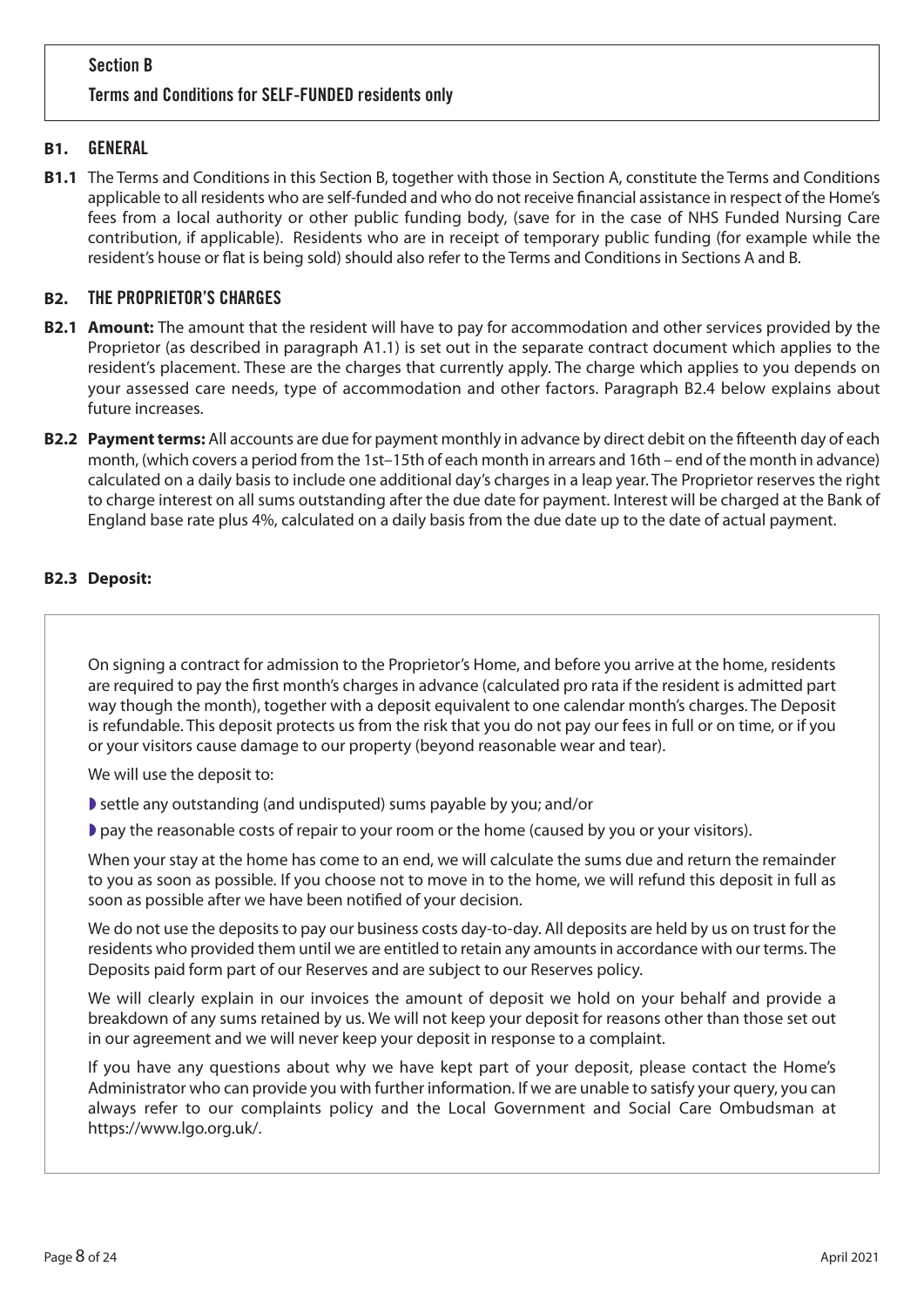## Section B

### Terms and Conditions for SELF-FUNDED residents only

### B1. GENERAL

**B1.1** The Terms and Conditions in this Section B, together with those in Section A, constitute the Terms and Conditions applicable to all residents who are self-funded and who do not receive financial assistance in respect of the Home's fees from a local authority or other public funding body, (save for in the case of NHS Funded Nursing Care contribution, if applicable). Residents who are in receipt of temporary public funding (for example while the resident's house or flat is being sold) should also refer to the Terms and Conditions in Sections A and B.

### B2. THE PROPRIETOR'S CHARGES

**B2.1 Amount:** The amount that the resident will have to pay for accommodation and other services provided by the Proprietor (as described in paragraph A1.1) is set out in the separate contract document which applies to the resident's placement. These are the charges that currently apply. The charge which applies to you depends on your assessed care needs, type of accommodation and other factors. Paragraph B2.4 below explains about future increases.

**B2.2 Payment terms:** All accounts are due for payment monthly in advance by direct debit on the fifteenth day of each month, (which covers a period from the 1st–15th of each month in arrears and 16th – end of the month in advance) calculated on a daily basis to include one additional day's charges in a leap year. The Proprietor reserves the right to charge interest on all sums outstanding after the due date for payment. Interest will be charged at the Bank of England base rate plus 4%, calculated on a daily basis from the due date up to the date of actual payment.

**B2.3 Deposit:**

On signing a contract for admission to the Proprietor's Home, and before you arrive at the home, residents are required to pay the first month's charges in advance (calculated pro rata if the resident is admitted part way though the month), together with a deposit equivalent to one calendar month's charges. The Deposit is refundable. This deposit protects us from the risk that you do not pay our fees in full or on time, or if you or your visitors cause damage to our property (beyond reasonable wear and tear).

We will use the deposit to:

- settle any outstanding (and undisputed) sums payable by you; and/or
- pay the reasonable costs of repair to your room or the home (caused by you or your visitors).

When your stay at the home has come to an end, we will calculate the sums due and return the remainder to you as soon as possible. If you choose not to move in to the home, we will refund this deposit in full as soon as possible after we have been notified of your decision.

We do not use the deposits to pay our business costs day-to-day. All deposits are held by us on trust for the residents who provided them until we are entitled to retain any amounts in accordance with our terms. The Deposits paid form part of our Reserves and are subject to our Reserves policy.

We will clearly explain in our invoices the amount of deposit we hold on your behalf and provide a breakdown of any sums retained by us. We will not keep your deposit for reasons other than those set out in our agreement and we will never keep your deposit in response to a complaint.

If you have any questions about why we have kept part of your deposit, please contact the Home's Administrator who can provide you with further information. If we are unable to satisfy your query, you can always refer to our complaints policy and the Local Government and Social Care Ombudsman at https://www.lgo.org.uk/.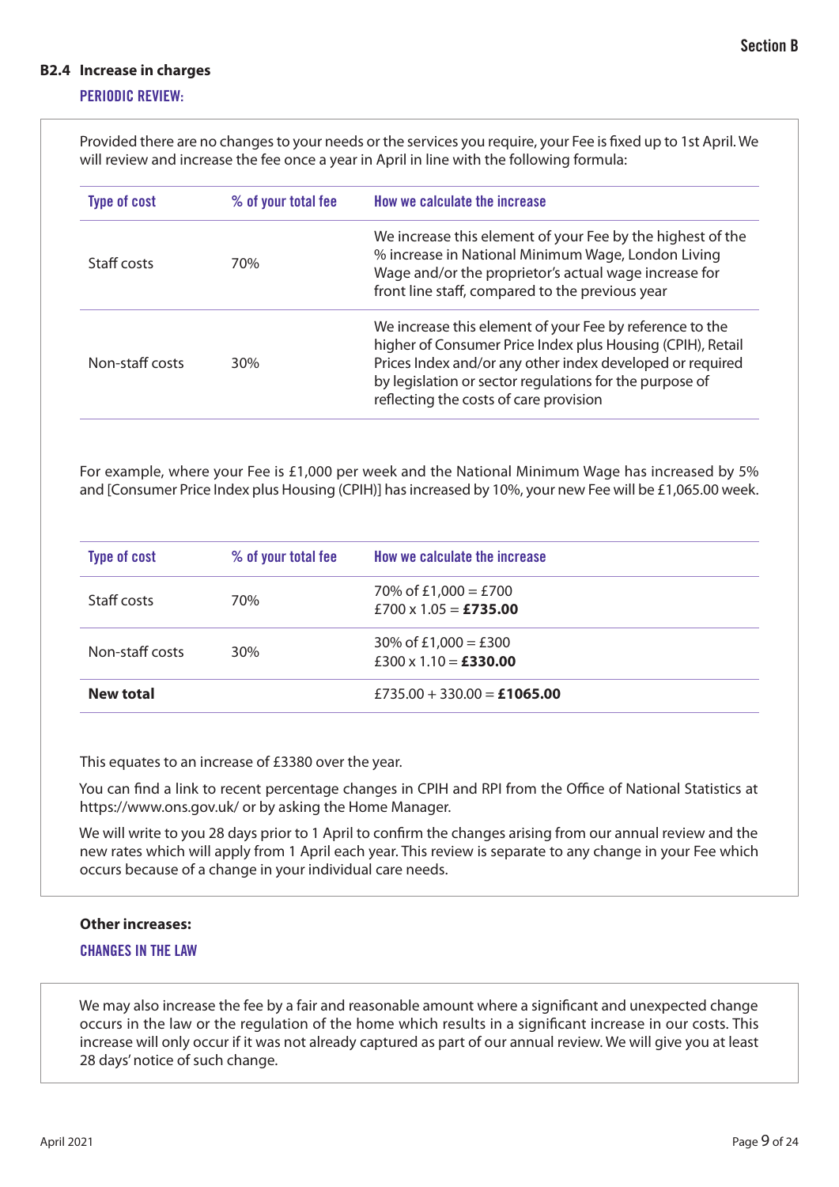### B2.4 Increase in charges

#### PERIODIC REVIEW:

Provided there are no changes to your needs or the services you require, your Fee is fixed up to 1st April. We will review and increase the fee once a year in April in line with the following formula:

| Type of cost | % of your total fee | How we calculate the increase |
|---|---|---|
| Staff costs | 70% | We increase this element of your Fee by the highest of the % increase in National Minimum Wage, London Living Wage and/or the proprietor's actual wage increase for front line staff, compared to the previous year |
| Non-staff costs | 30% | We increase this element of your Fee by reference to the higher of Consumer Price Index plus Housing (CPIH), Retail Prices Index and/or any other index developed or required by legislation or sector regulations for the purpose of reflecting the costs of care provision |

For example, where your Fee is £1,000 per week and the National Minimum Wage has increased by 5% and [Consumer Price Index plus Housing (CPIH)] has increased by 10%, your new Fee will be £1,065.00 week.

| Type of cost | % of your total fee | How we calculate the increase |
|---|---|---|
| Staff costs | 70% | 70% of £1,000 = £700<br>£700 x 1.05 = **£735.00** |
| Non-staff costs | 30% | 30% of £1,000 = £300<br>£300 x 1.10 = **£330.00** |
| **New total** | | £735.00 + 330.00 = **£1065.00** |

This equates to an increase of £3380 over the year.

You can find a link to recent percentage changes in CPIH and RPI from the Office of National Statistics at https://www.ons.gov.uk/ or by asking the Home Manager.

We will write to you 28 days prior to 1 April to confirm the changes arising from our annual review and the new rates which will apply from 1 April each year. This review is separate to any change in your Fee which occurs because of a change in your individual care needs.

**Other increases:**

#### CHANGES IN THE LAW

We may also increase the fee by a fair and reasonable amount where a significant and unexpected change occurs in the law or the regulation of the home which results in a significant increase in our costs. This increase will only occur if it was not already captured as part of our annual review. We will give you at least 28 days' notice of such change.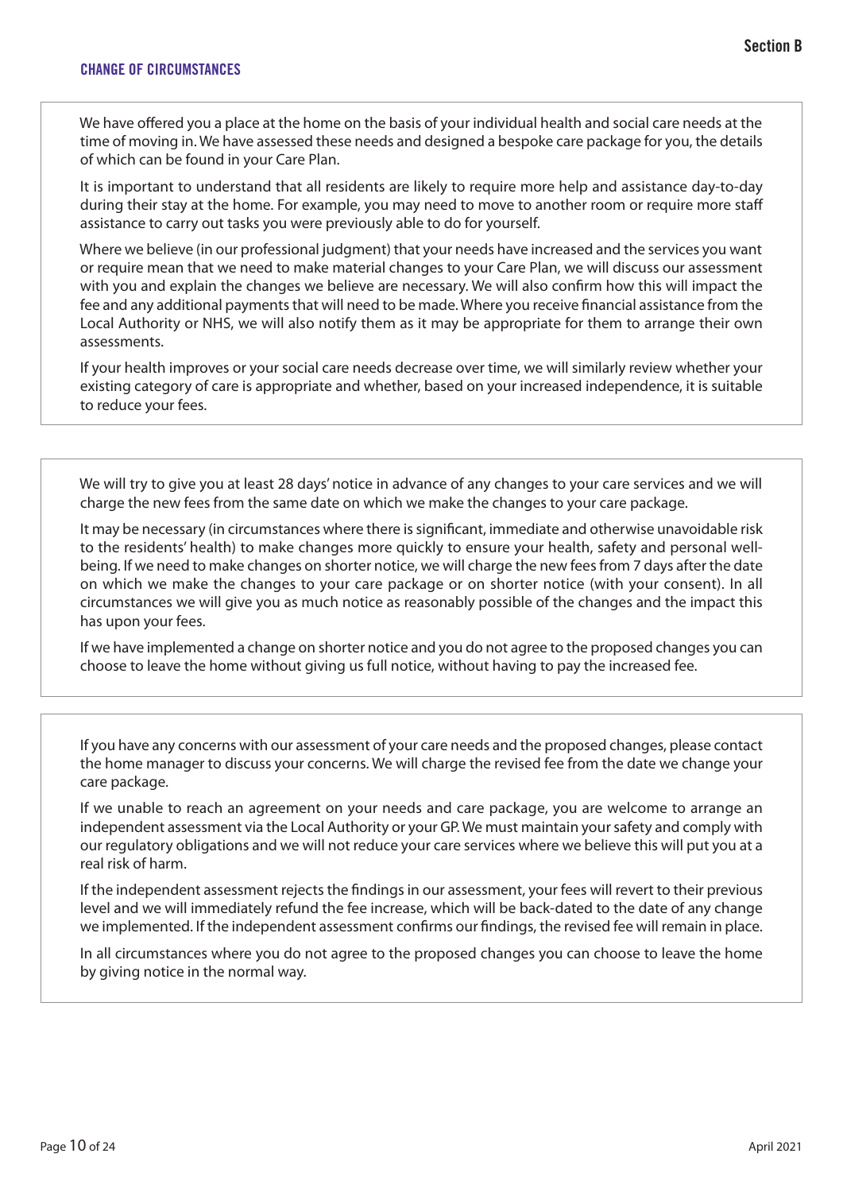## CHANGE OF CIRCUMSTANCES

We have offered you a place at the home on the basis of your individual health and social care needs at the time of moving in. We have assessed these needs and designed a bespoke care package for you, the details of which can be found in your Care Plan.

It is important to understand that all residents are likely to require more help and assistance day-to-day during their stay at the home. For example, you may need to move to another room or require more staff assistance to carry out tasks you were previously able to do for yourself.

Where we believe (in our professional judgment) that your needs have increased and the services you want or require mean that we need to make material changes to your Care Plan, we will discuss our assessment with you and explain the changes we believe are necessary. We will also confirm how this will impact the fee and any additional payments that will need to be made. Where you receive financial assistance from the Local Authority or NHS, we will also notify them as it may be appropriate for them to arrange their own assessments.

If your health improves or your social care needs decrease over time, we will similarly review whether your existing category of care is appropriate and whether, based on your increased independence, it is suitable to reduce your fees.

We will try to give you at least 28 days' notice in advance of any changes to your care services and we will charge the new fees from the same date on which we make the changes to your care package.

It may be necessary (in circumstances where there is significant, immediate and otherwise unavoidable risk to the residents' health) to make changes more quickly to ensure your health, safety and personal well-being. If we need to make changes on shorter notice, we will charge the new fees from 7 days after the date on which we make the changes to your care package or on shorter notice (with your consent). In all circumstances we will give you as much notice as reasonably possible of the changes and the impact this has upon your fees.

If we have implemented a change on shorter notice and you do not agree to the proposed changes you can choose to leave the home without giving us full notice, without having to pay the increased fee.

If you have any concerns with our assessment of your care needs and the proposed changes, please contact the home manager to discuss your concerns. We will charge the revised fee from the date we change your care package.

If we unable to reach an agreement on your needs and care package, you are welcome to arrange an independent assessment via the Local Authority or your GP. We must maintain your safety and comply with our regulatory obligations and we will not reduce your care services where we believe this will put you at a real risk of harm.

If the independent assessment rejects the findings in our assessment, your fees will revert to their previous level and we will immediately refund the fee increase, which will be back-dated to the date of any change we implemented. If the independent assessment confirms our findings, the revised fee will remain in place.

In all circumstances where you do not agree to the proposed changes you can choose to leave the home by giving notice in the normal way.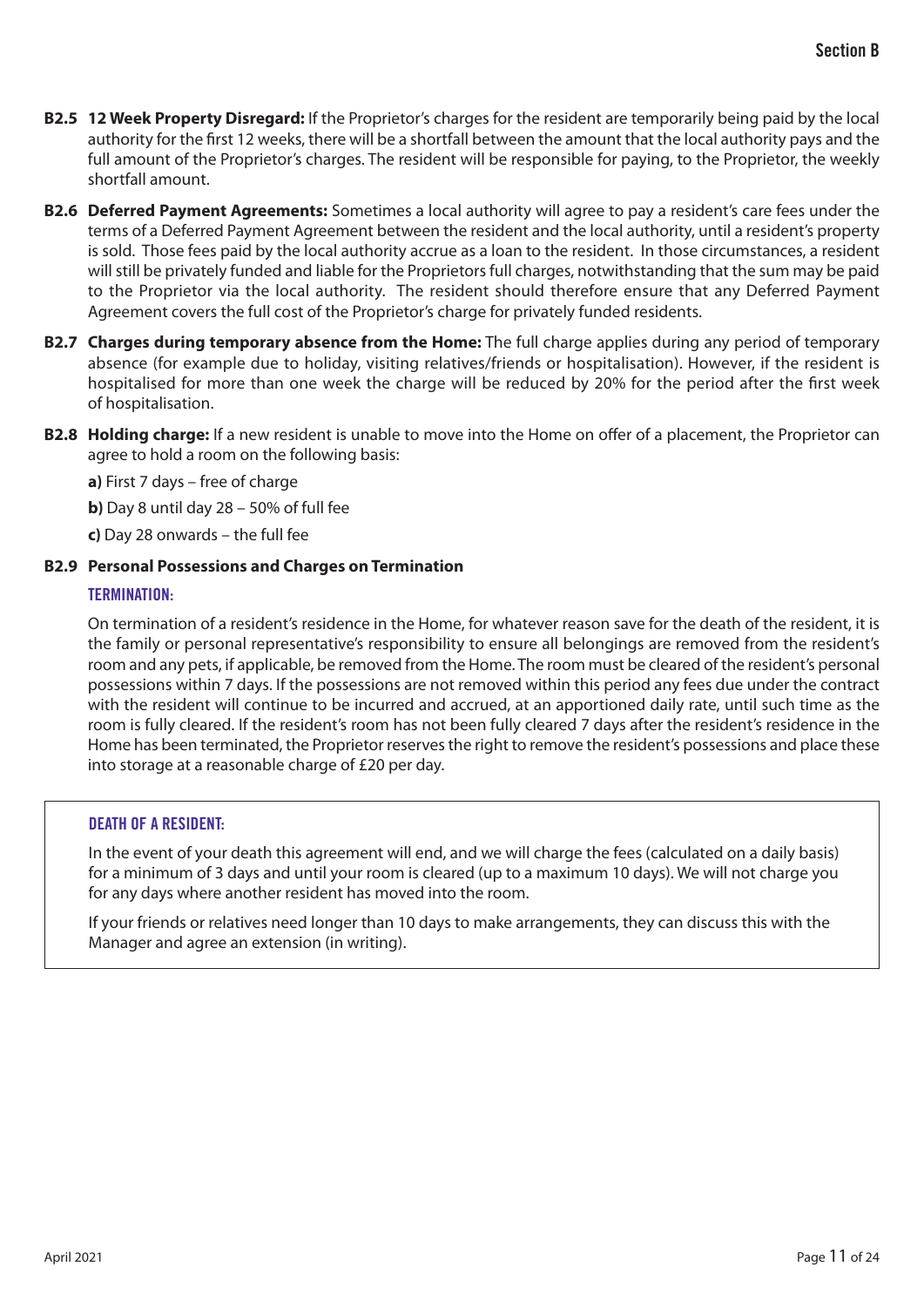**B2.5 12 Week Property Disregard:** If the Proprietor's charges for the resident are temporarily being paid by the local authority for the first 12 weeks, there will be a shortfall between the amount that the local authority pays and the full amount of the Proprietor's charges. The resident will be responsible for paying, to the Proprietor, the weekly shortfall amount.

**B2.6 Deferred Payment Agreements:** Sometimes a local authority will agree to pay a resident's care fees under the terms of a Deferred Payment Agreement between the resident and the local authority, until a resident's property is sold. Those fees paid by the local authority accrue as a loan to the resident. In those circumstances, a resident will still be privately funded and liable for the Proprietors full charges, notwithstanding that the sum may be paid to the Proprietor via the local authority. The resident should therefore ensure that any Deferred Payment Agreement covers the full cost of the Proprietor's charge for privately funded residents.

**B2.7 Charges during temporary absence from the Home:** The full charge applies during any period of temporary absence (for example due to holiday, visiting relatives/friends or hospitalisation). However, if the resident is hospitalised for more than one week the charge will be reduced by 20% for the period after the first week of hospitalisation.

**B2.8 Holding charge:** If a new resident is unable to move into the Home on offer of a placement, the Proprietor can agree to hold a room on the following basis:

**a)** First 7 days – free of charge

**b)** Day 8 until day 28 – 50% of full fee

**c)** Day 28 onwards – the full fee

**B2.9 Personal Possessions and Charges on Termination**

#### TERMINATION:

On termination of a resident's residence in the Home, for whatever reason save for the death of the resident, it is the family or personal representative's responsibility to ensure all belongings are removed from the resident's room and any pets, if applicable, be removed from the Home. The room must be cleared of the resident's personal possessions within 7 days. If the possessions are not removed within this period any fees due under the contract with the resident will continue to be incurred and accrued, at an apportioned daily rate, until such time as the room is fully cleared. If the resident's room has not been fully cleared 7 days after the resident's residence in the Home has been terminated, the Proprietor reserves the right to remove the resident's possessions and place these into storage at a reasonable charge of £20 per day.

#### DEATH OF A RESIDENT:

In the event of your death this agreement will end, and we will charge the fees (calculated on a daily basis) for a minimum of 3 days and until your room is cleared (up to a maximum 10 days). We will not charge you for any days where another resident has moved into the room.

If your friends or relatives need longer than 10 days to make arrangements, they can discuss this with the Manager and agree an extension (in writing).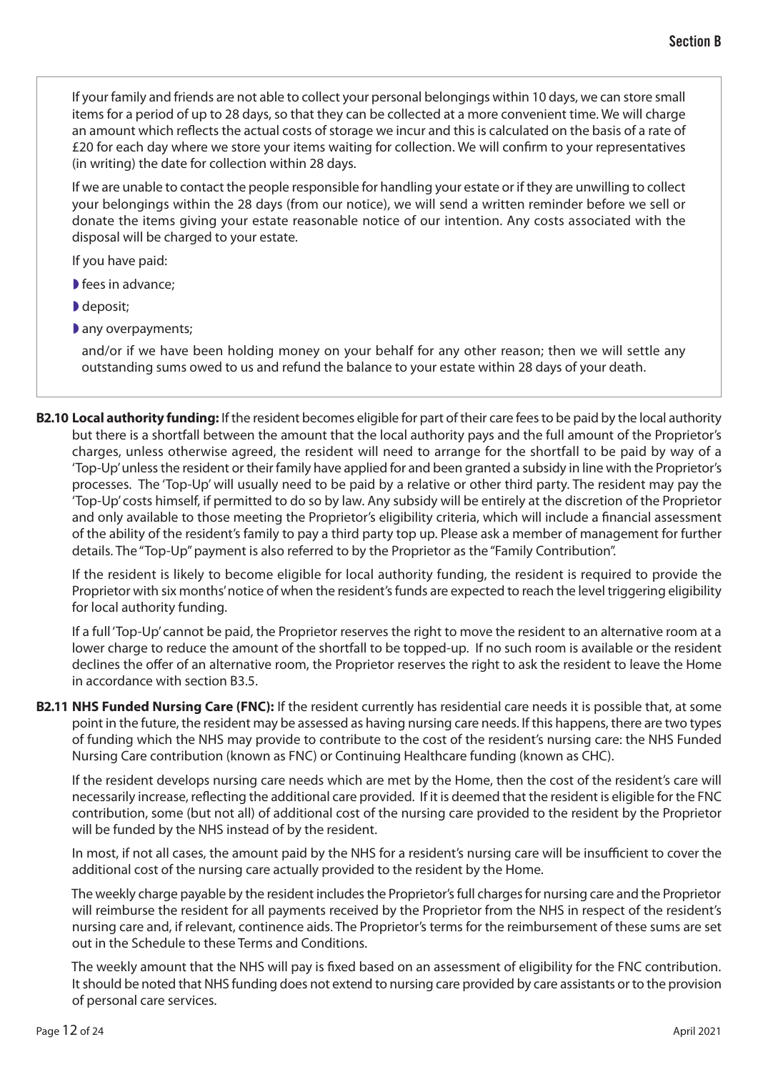If your family and friends are not able to collect your personal belongings within 10 days, we can store small items for a period of up to 28 days, so that they can be collected at a more convenient time. We will charge an amount which reflects the actual costs of storage we incur and this is calculated on the basis of a rate of £20 for each day where we store your items waiting for collection. We will confirm to your representatives (in writing) the date for collection within 28 days.

If we are unable to contact the people responsible for handling your estate or if they are unwilling to collect your belongings within the 28 days (from our notice), we will send a written reminder before we sell or donate the items giving your estate reasonable notice of our intention. Any costs associated with the disposal will be charged to your estate.

If you have paid:

- fees in advance;
- deposit;
- any overpayments;

and/or if we have been holding money on your behalf for any other reason; then we will settle any outstanding sums owed to us and refund the balance to your estate within 28 days of your death.

**B2.10 Local authority funding:** If the resident becomes eligible for part of their care fees to be paid by the local authority but there is a shortfall between the amount that the local authority pays and the full amount of the Proprietor's charges, unless otherwise agreed, the resident will need to arrange for the shortfall to be paid by way of a 'Top-Up' unless the resident or their family have applied for and been granted a subsidy in line with the Proprietor's processes. The 'Top-Up' will usually need to be paid by a relative or other third party. The resident may pay the 'Top-Up' costs himself, if permitted to do so by law. Any subsidy will be entirely at the discretion of the Proprietor and only available to those meeting the Proprietor's eligibility criteria, which will include a financial assessment of the ability of the resident's family to pay a third party top up. Please ask a member of management for further details. The "Top-Up" payment is also referred to by the Proprietor as the "Family Contribution".

If the resident is likely to become eligible for local authority funding, the resident is required to provide the Proprietor with six months' notice of when the resident's funds are expected to reach the level triggering eligibility for local authority funding.

If a full 'Top-Up' cannot be paid, the Proprietor reserves the right to move the resident to an alternative room at a lower charge to reduce the amount of the shortfall to be topped-up. If no such room is available or the resident declines the offer of an alternative room, the Proprietor reserves the right to ask the resident to leave the Home in accordance with section B3.5.

**B2.11 NHS Funded Nursing Care (FNC):** If the resident currently has residential care needs it is possible that, at some point in the future, the resident may be assessed as having nursing care needs. If this happens, there are two types of funding which the NHS may provide to contribute to the cost of the resident's nursing care: the NHS Funded Nursing Care contribution (known as FNC) or Continuing Healthcare funding (known as CHC).

If the resident develops nursing care needs which are met by the Home, then the cost of the resident's care will necessarily increase, reflecting the additional care provided. If it is deemed that the resident is eligible for the FNC contribution, some (but not all) of additional cost of the nursing care provided to the resident by the Proprietor will be funded by the NHS instead of by the resident.

In most, if not all cases, the amount paid by the NHS for a resident's nursing care will be insufficient to cover the additional cost of the nursing care actually provided to the resident by the Home.

The weekly charge payable by the resident includes the Proprietor's full charges for nursing care and the Proprietor will reimburse the resident for all payments received by the Proprietor from the NHS in respect of the resident's nursing care and, if relevant, continence aids. The Proprietor's terms for the reimbursement of these sums are set out in the Schedule to these Terms and Conditions.

The weekly amount that the NHS will pay is fixed based on an assessment of eligibility for the FNC contribution. It should be noted that NHS funding does not extend to nursing care provided by care assistants or to the provision of personal care services.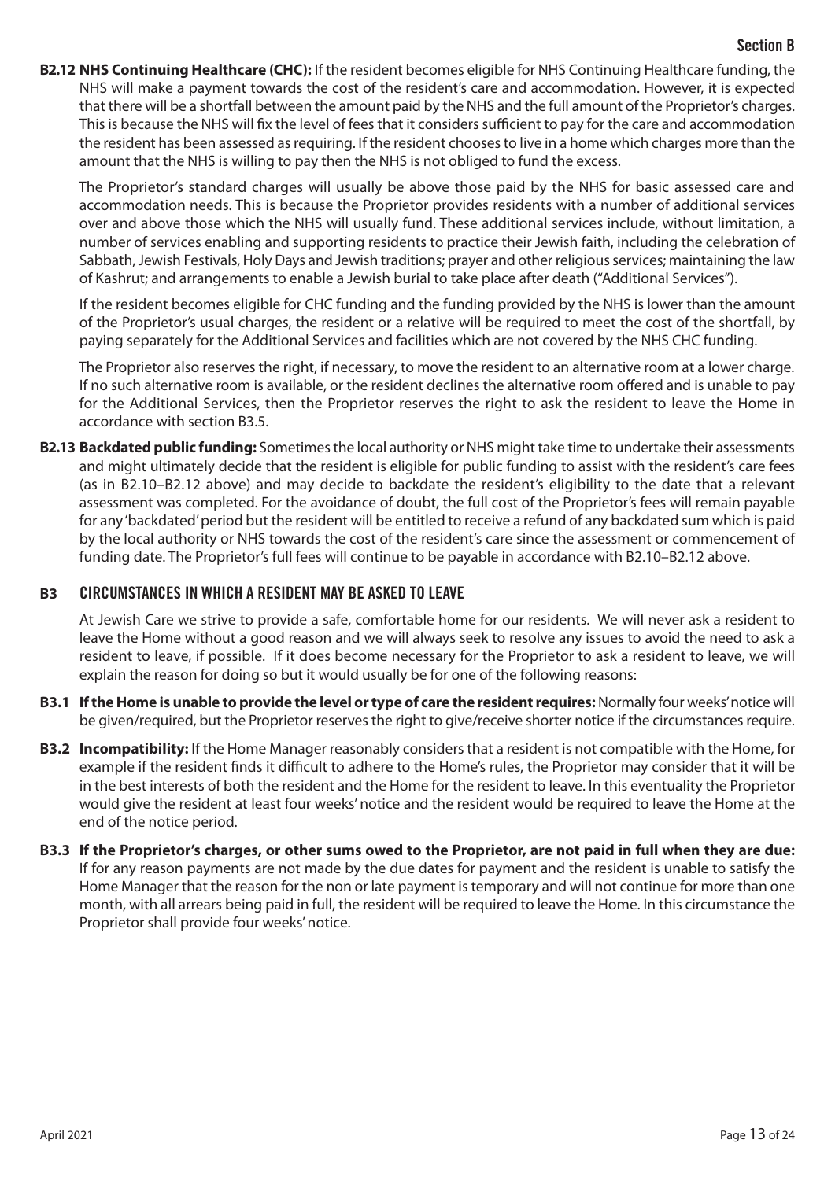**B2.12 NHS Continuing Healthcare (CHC):** If the resident becomes eligible for NHS Continuing Healthcare funding, the NHS will make a payment towards the cost of the resident's care and accommodation. However, it is expected that there will be a shortfall between the amount paid by the NHS and the full amount of the Proprietor's charges. This is because the NHS will fix the level of fees that it considers sufficient to pay for the care and accommodation the resident has been assessed as requiring. If the resident chooses to live in a home which charges more than the amount that the NHS is willing to pay then the NHS is not obliged to fund the excess.

The Proprietor's standard charges will usually be above those paid by the NHS for basic assessed care and accommodation needs. This is because the Proprietor provides residents with a number of additional services over and above those which the NHS will usually fund. These additional services include, without limitation, a number of services enabling and supporting residents to practice their Jewish faith, including the celebration of Sabbath, Jewish Festivals, Holy Days and Jewish traditions; prayer and other religious services; maintaining the law of Kashrut; and arrangements to enable a Jewish burial to take place after death ("Additional Services").

If the resident becomes eligible for CHC funding and the funding provided by the NHS is lower than the amount of the Proprietor's usual charges, the resident or a relative will be required to meet the cost of the shortfall, by paying separately for the Additional Services and facilities which are not covered by the NHS CHC funding.

The Proprietor also reserves the right, if necessary, to move the resident to an alternative room at a lower charge. If no such alternative room is available, or the resident declines the alternative room offered and is unable to pay for the Additional Services, then the Proprietor reserves the right to ask the resident to leave the Home in accordance with section B3.5.

**B2.13 Backdated public funding:** Sometimes the local authority or NHS might take time to undertake their assessments and might ultimately decide that the resident is eligible for public funding to assist with the resident's care fees (as in B2.10–B2.12 above) and may decide to backdate the resident's eligibility to the date that a relevant assessment was completed. For the avoidance of doubt, the full cost of the Proprietor's fees will remain payable for any 'backdated' period but the resident will be entitled to receive a refund of any backdated sum which is paid by the local authority or NHS towards the cost of the resident's care since the assessment or commencement of funding date. The Proprietor's full fees will continue to be payable in accordance with B2.10–B2.12 above.

## B3 CIRCUMSTANCES IN WHICH A RESIDENT MAY BE ASKED TO LEAVE

At Jewish Care we strive to provide a safe, comfortable home for our residents. We will never ask a resident to leave the Home without a good reason and we will always seek to resolve any issues to avoid the need to ask a resident to leave, if possible. If it does become necessary for the Proprietor to ask a resident to leave, we will explain the reason for doing so but it would usually be for one of the following reasons:

**B3.1 If the Home is unable to provide the level or type of care the resident requires:** Normally four weeks' notice will be given/required, but the Proprietor reserves the right to give/receive shorter notice if the circumstances require.

**B3.2 Incompatibility:** If the Home Manager reasonably considers that a resident is not compatible with the Home, for example if the resident finds it difficult to adhere to the Home's rules, the Proprietor may consider that it will be in the best interests of both the resident and the Home for the resident to leave. In this eventuality the Proprietor would give the resident at least four weeks' notice and the resident would be required to leave the Home at the end of the notice period.

**B3.3 If the Proprietor's charges, or other sums owed to the Proprietor, are not paid in full when they are due:** If for any reason payments are not made by the due dates for payment and the resident is unable to satisfy the Home Manager that the reason for the non or late payment is temporary and will not continue for more than one month, with all arrears being paid in full, the resident will be required to leave the Home. In this circumstance the Proprietor shall provide four weeks' notice.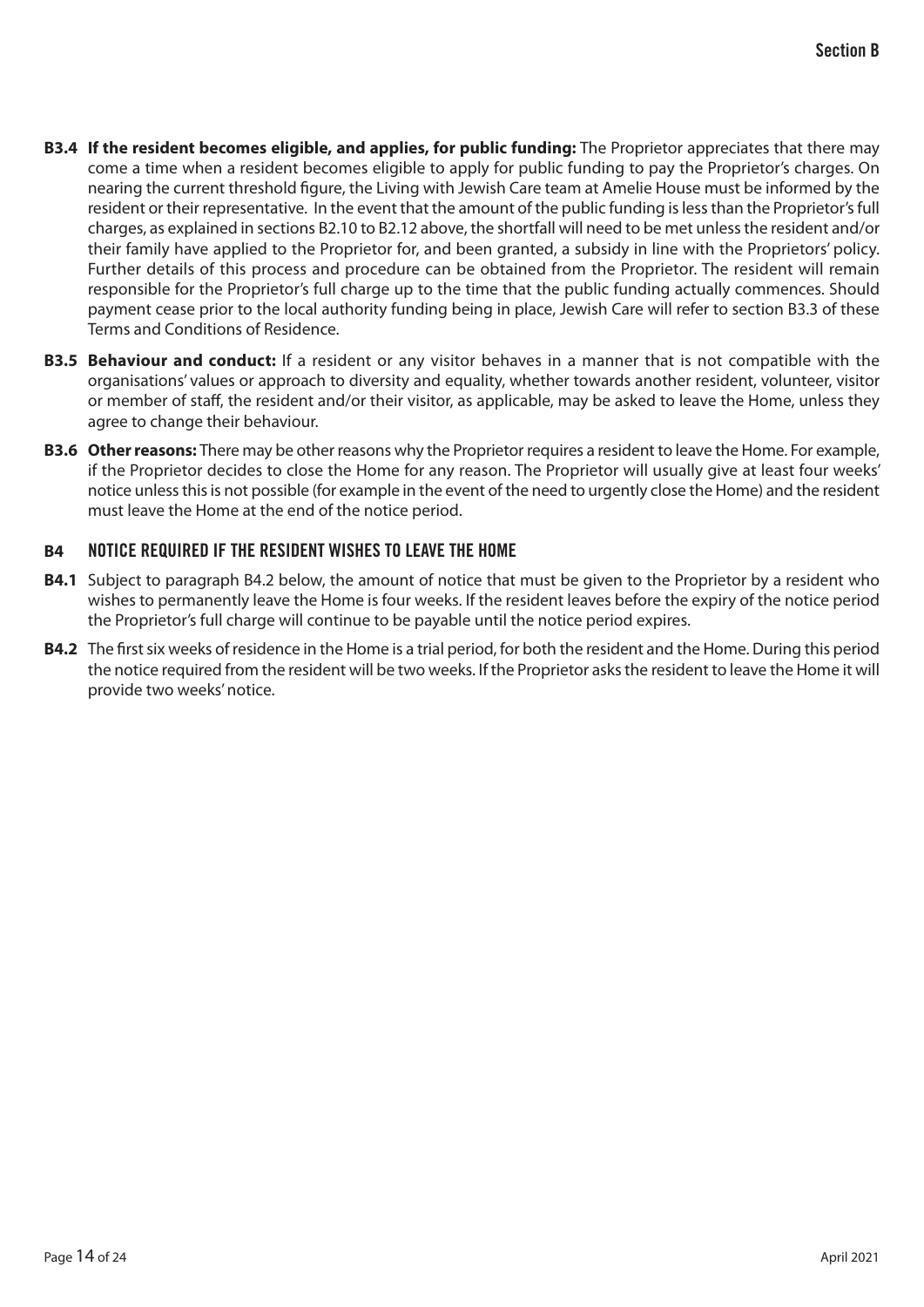**B3.4 If the resident becomes eligible, and applies, for public funding:** The Proprietor appreciates that there may come a time when a resident becomes eligible to apply for public funding to pay the Proprietor's charges. On nearing the current threshold figure, the Living with Jewish Care team at Amelie House must be informed by the resident or their representative. In the event that the amount of the public funding is less than the Proprietor's full charges, as explained in sections B2.10 to B2.12 above, the shortfall will need to be met unless the resident and/or their family have applied to the Proprietor for, and been granted, a subsidy in line with the Proprietors' policy. Further details of this process and procedure can be obtained from the Proprietor. The resident will remain responsible for the Proprietor's full charge up to the time that the public funding actually commences. Should payment cease prior to the local authority funding being in place, Jewish Care will refer to section B3.3 of these Terms and Conditions of Residence.

**B3.5 Behaviour and conduct:** If a resident or any visitor behaves in a manner that is not compatible with the organisations' values or approach to diversity and equality, whether towards another resident, volunteer, visitor or member of staff, the resident and/or their visitor, as applicable, may be asked to leave the Home, unless they agree to change their behaviour.

**B3.6 Other reasons:** There may be other reasons why the Proprietor requires a resident to leave the Home. For example, if the Proprietor decides to close the Home for any reason. The Proprietor will usually give at least four weeks' notice unless this is not possible (for example in the event of the need to urgently close the Home) and the resident must leave the Home at the end of the notice period.

## B4 NOTICE REQUIRED IF THE RESIDENT WISHES TO LEAVE THE HOME

**B4.1** Subject to paragraph B4.2 below, the amount of notice that must be given to the Proprietor by a resident who wishes to permanently leave the Home is four weeks. If the resident leaves before the expiry of the notice period the Proprietor's full charge will continue to be payable until the notice period expires.

**B4.2** The first six weeks of residence in the Home is a trial period, for both the resident and the Home. During this period the notice required from the resident will be two weeks. If the Proprietor asks the resident to leave the Home it will provide two weeks' notice.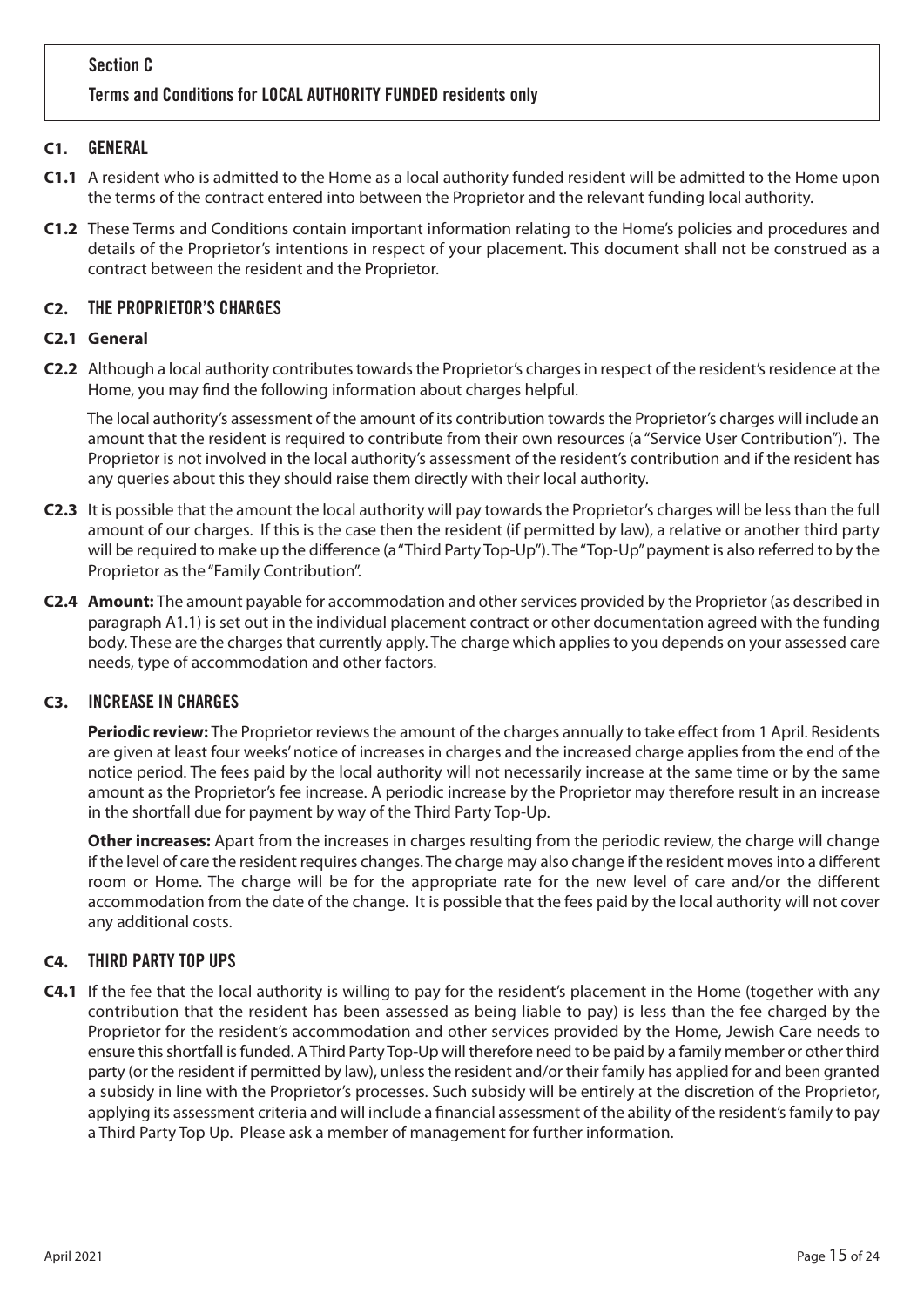## Section C

### Terms and Conditions for LOCAL AUTHORITY FUNDED residents only

### C1. GENERAL

**C1.1** A resident who is admitted to the Home as a local authority funded resident will be admitted to the Home upon the terms of the contract entered into between the Proprietor and the relevant funding local authority.

**C1.2** These Terms and Conditions contain important information relating to the Home's policies and procedures and details of the Proprietor's intentions in respect of your placement. This document shall not be construed as a contract between the resident and the Proprietor.

### C2. THE PROPRIETOR'S CHARGES

**C2.1 General**

**C2.2** Although a local authority contributes towards the Proprietor's charges in respect of the resident's residence at the Home, you may find the following information about charges helpful.

The local authority's assessment of the amount of its contribution towards the Proprietor's charges will include an amount that the resident is required to contribute from their own resources (a "Service User Contribution"). The Proprietor is not involved in the local authority's assessment of the resident's contribution and if the resident has any queries about this they should raise them directly with their local authority.

**C2.3** It is possible that the amount the local authority will pay towards the Proprietor's charges will be less than the full amount of our charges. If this is the case then the resident (if permitted by law), a relative or another third party will be required to make up the difference (a "Third Party Top-Up"). The "Top-Up" payment is also referred to by the Proprietor as the "Family Contribution".

**C2.4** **Amount:** The amount payable for accommodation and other services provided by the Proprietor (as described in paragraph A1.1) is set out in the individual placement contract or other documentation agreed with the funding body. These are the charges that currently apply. The charge which applies to you depends on your assessed care needs, type of accommodation and other factors.

### C3. INCREASE IN CHARGES

**Periodic review:** The Proprietor reviews the amount of the charges annually to take effect from 1 April. Residents are given at least four weeks' notice of increases in charges and the increased charge applies from the end of the notice period. The fees paid by the local authority will not necessarily increase at the same time or by the same amount as the Proprietor's fee increase. A periodic increase by the Proprietor may therefore result in an increase in the shortfall due for payment by way of the Third Party Top-Up.

**Other increases:** Apart from the increases in charges resulting from the periodic review, the charge will change if the level of care the resident requires changes. The charge may also change if the resident moves into a different room or Home. The charge will be for the appropriate rate for the new level of care and/or the different accommodation from the date of the change. It is possible that the fees paid by the local authority will not cover any additional costs.

### C4. THIRD PARTY TOP UPS

**C4.1** If the fee that the local authority is willing to pay for the resident's placement in the Home (together with any contribution that the resident has been assessed as being liable to pay) is less than the fee charged by the Proprietor for the resident's accommodation and other services provided by the Home, Jewish Care needs to ensure this shortfall is funded. A Third Party Top-Up will therefore need to be paid by a family member or other third party (or the resident if permitted by law), unless the resident and/or their family has applied for and been granted a subsidy in line with the Proprietor's processes. Such subsidy will be entirely at the discretion of the Proprietor, applying its assessment criteria and will include a financial assessment of the ability of the resident's family to pay a Third Party Top Up. Please ask a member of management for further information.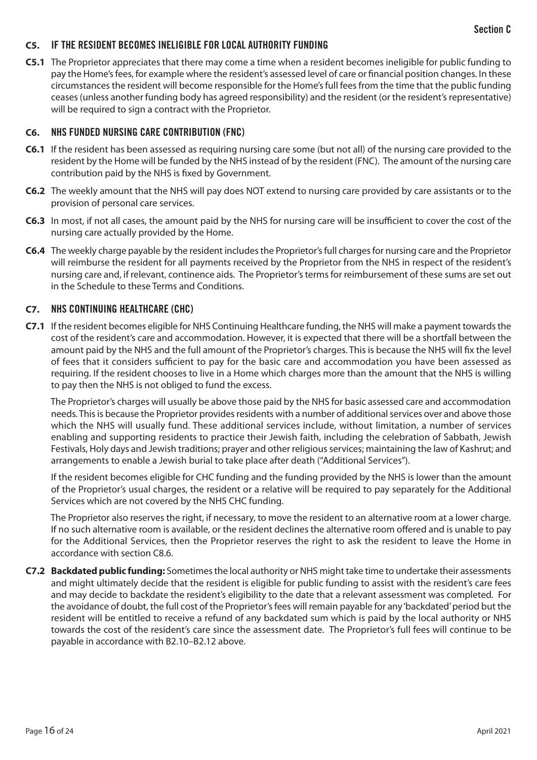## C5. IF THE RESIDENT BECOMES INELIGIBLE FOR LOCAL AUTHORITY FUNDING

**C5.1** The Proprietor appreciates that there may come a time when a resident becomes ineligible for public funding to pay the Home's fees, for example where the resident's assessed level of care or financial position changes. In these circumstances the resident will become responsible for the Home's full fees from the time that the public funding ceases (unless another funding body has agreed responsibility) and the resident (or the resident's representative) will be required to sign a contract with the Proprietor.

## C6. NHS FUNDED NURSING CARE CONTRIBUTION (FNC)

**C6.1** If the resident has been assessed as requiring nursing care some (but not all) of the nursing care provided to the resident by the Home will be funded by the NHS instead of by the resident (FNC). The amount of the nursing care contribution paid by the NHS is fixed by Government.

**C6.2** The weekly amount that the NHS will pay does NOT extend to nursing care provided by care assistants or to the provision of personal care services.

**C6.3** In most, if not all cases, the amount paid by the NHS for nursing care will be insufficient to cover the cost of the nursing care actually provided by the Home.

**C6.4** The weekly charge payable by the resident includes the Proprietor's full charges for nursing care and the Proprietor will reimburse the resident for all payments received by the Proprietor from the NHS in respect of the resident's nursing care and, if relevant, continence aids. The Proprietor's terms for reimbursement of these sums are set out in the Schedule to these Terms and Conditions.

## C7. NHS CONTINUING HEALTHCARE (CHC)

**C7.1** If the resident becomes eligible for NHS Continuing Healthcare funding, the NHS will make a payment towards the cost of the resident's care and accommodation. However, it is expected that there will be a shortfall between the amount paid by the NHS and the full amount of the Proprietor's charges. This is because the NHS will fix the level of fees that it considers sufficient to pay for the basic care and accommodation you have been assessed as requiring. If the resident chooses to live in a Home which charges more than the amount that the NHS is willing to pay then the NHS is not obliged to fund the excess.

The Proprietor's charges will usually be above those paid by the NHS for basic assessed care and accommodation needs. This is because the Proprietor provides residents with a number of additional services over and above those which the NHS will usually fund. These additional services include, without limitation, a number of services enabling and supporting residents to practice their Jewish faith, including the celebration of Sabbath, Jewish Festivals, Holy days and Jewish traditions; prayer and other religious services; maintaining the law of Kashrut; and arrangements to enable a Jewish burial to take place after death ("Additional Services").

If the resident becomes eligible for CHC funding and the funding provided by the NHS is lower than the amount of the Proprietor's usual charges, the resident or a relative will be required to pay separately for the Additional Services which are not covered by the NHS CHC funding.

The Proprietor also reserves the right, if necessary, to move the resident to an alternative room at a lower charge. If no such alternative room is available, or the resident declines the alternative room offered and is unable to pay for the Additional Services, then the Proprietor reserves the right to ask the resident to leave the Home in accordance with section C8.6.

**C7.2** **Backdated public funding:** Sometimes the local authority or NHS might take time to undertake their assessments and might ultimately decide that the resident is eligible for public funding to assist with the resident's care fees and may decide to backdate the resident's eligibility to the date that a relevant assessment was completed. For the avoidance of doubt, the full cost of the Proprietor's fees will remain payable for any 'backdated' period but the resident will be entitled to receive a refund of any backdated sum which is paid by the local authority or NHS towards the cost of the resident's care since the assessment date. The Proprietor's full fees will continue to be payable in accordance with B2.10–B2.12 above.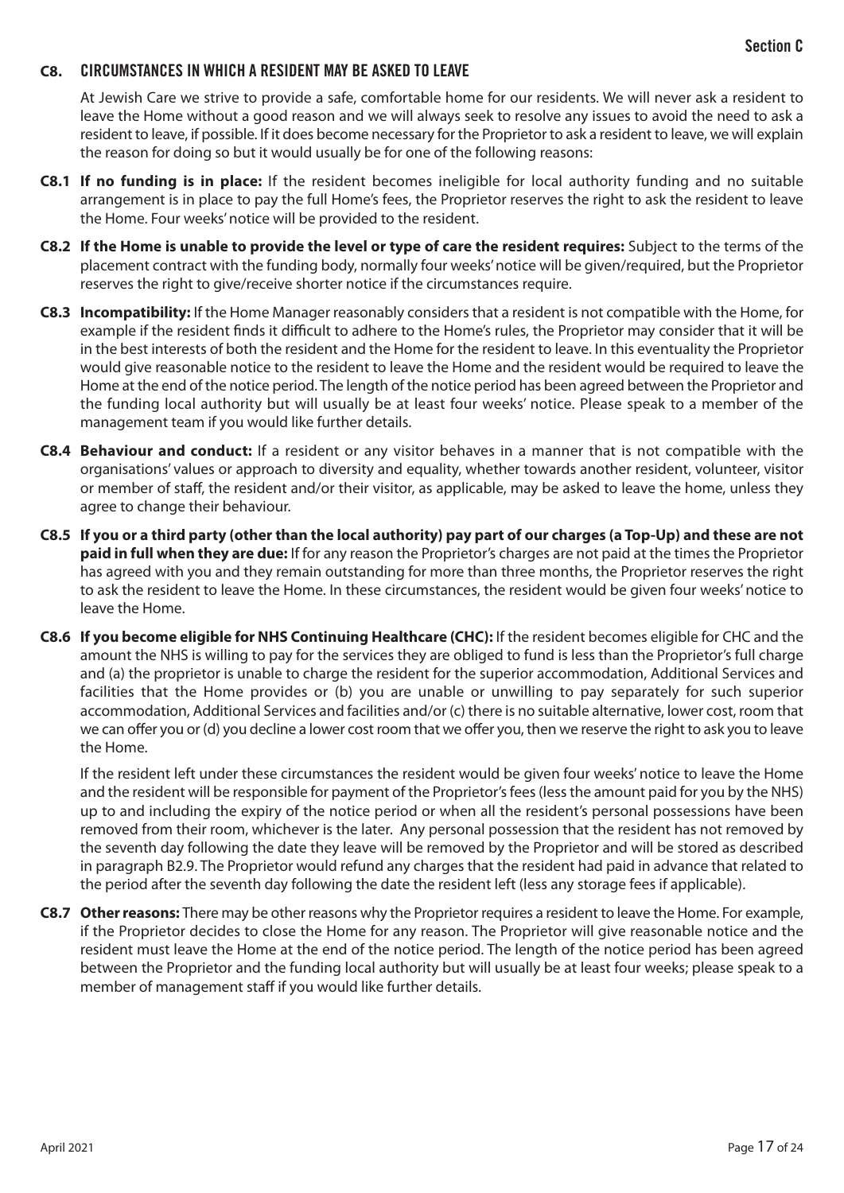## C8. CIRCUMSTANCES IN WHICH A RESIDENT MAY BE ASKED TO LEAVE

At Jewish Care we strive to provide a safe, comfortable home for our residents. We will never ask a resident to leave the Home without a good reason and we will always seek to resolve any issues to avoid the need to ask a resident to leave, if possible. If it does become necessary for the Proprietor to ask a resident to leave, we will explain the reason for doing so but it would usually be for one of the following reasons:

**C8.1 If no funding is in place:** If the resident becomes ineligible for local authority funding and no suitable arrangement is in place to pay the full Home's fees, the Proprietor reserves the right to ask the resident to leave the Home. Four weeks' notice will be provided to the resident.

**C8.2 If the Home is unable to provide the level or type of care the resident requires:** Subject to the terms of the placement contract with the funding body, normally four weeks' notice will be given/required, but the Proprietor reserves the right to give/receive shorter notice if the circumstances require.

**C8.3 Incompatibility:** If the Home Manager reasonably considers that a resident is not compatible with the Home, for example if the resident finds it difficult to adhere to the Home's rules, the Proprietor may consider that it will be in the best interests of both the resident and the Home for the resident to leave. In this eventuality the Proprietor would give reasonable notice to the resident to leave the Home and the resident would be required to leave the Home at the end of the notice period. The length of the notice period has been agreed between the Proprietor and the funding local authority but will usually be at least four weeks' notice. Please speak to a member of the management team if you would like further details.

**C8.4 Behaviour and conduct:** If a resident or any visitor behaves in a manner that is not compatible with the organisations' values or approach to diversity and equality, whether towards another resident, volunteer, visitor or member of staff, the resident and/or their visitor, as applicable, may be asked to leave the home, unless they agree to change their behaviour.

**C8.5 If you or a third party (other than the local authority) pay part of our charges (a Top-Up) and these are not paid in full when they are due:** If for any reason the Proprietor's charges are not paid at the times the Proprietor has agreed with you and they remain outstanding for more than three months, the Proprietor reserves the right to ask the resident to leave the Home. In these circumstances, the resident would be given four weeks' notice to leave the Home.

**C8.6 If you become eligible for NHS Continuing Healthcare (CHC):** If the resident becomes eligible for CHC and the amount the NHS is willing to pay for the services they are obliged to fund is less than the Proprietor's full charge and (a) the proprietor is unable to charge the resident for the superior accommodation, Additional Services and facilities that the Home provides or (b) you are unable or unwilling to pay separately for such superior accommodation, Additional Services and facilities and/or (c) there is no suitable alternative, lower cost, room that we can offer you or (d) you decline a lower cost room that we offer you, then we reserve the right to ask you to leave the Home.

If the resident left under these circumstances the resident would be given four weeks' notice to leave the Home and the resident will be responsible for payment of the Proprietor's fees (less the amount paid for you by the NHS) up to and including the expiry of the notice period or when all the resident's personal possessions have been removed from their room, whichever is the later. Any personal possession that the resident has not removed by the seventh day following the date they leave will be removed by the Proprietor and will be stored as described in paragraph B2.9. The Proprietor would refund any charges that the resident had paid in advance that related to the period after the seventh day following the date the resident left (less any storage fees if applicable).

**C8.7 Other reasons:** There may be other reasons why the Proprietor requires a resident to leave the Home. For example, if the Proprietor decides to close the Home for any reason. The Proprietor will give reasonable notice and the resident must leave the Home at the end of the notice period. The length of the notice period has been agreed between the Proprietor and the funding local authority but will usually be at least four weeks; please speak to a member of management staff if you would like further details.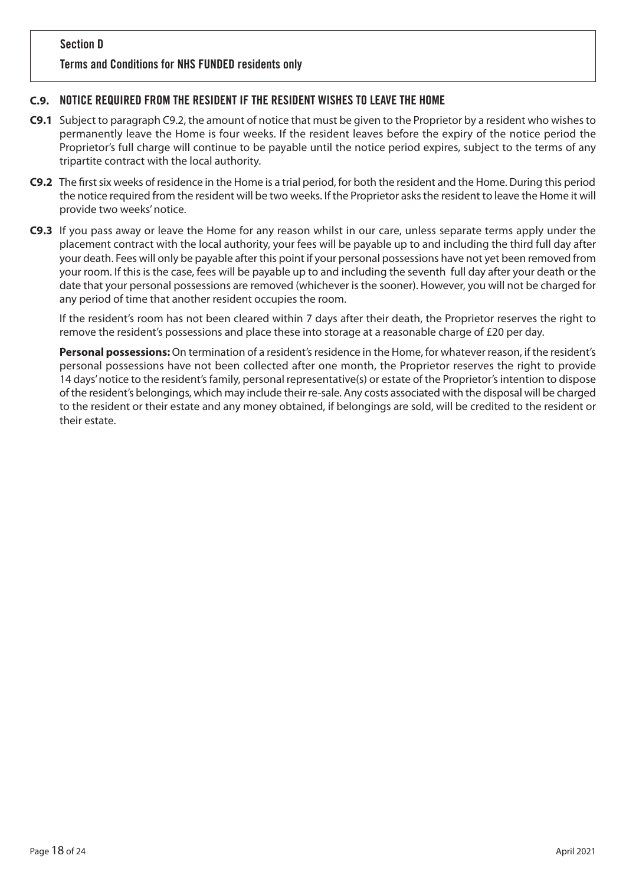## Section D

### Terms and Conditions for NHS FUNDED residents only

### C.9. NOTICE REQUIRED FROM THE RESIDENT IF THE RESIDENT WISHES TO LEAVE THE HOME

**C9.1** Subject to paragraph C9.2, the amount of notice that must be given to the Proprietor by a resident who wishes to permanently leave the Home is four weeks. If the resident leaves before the expiry of the notice period the Proprietor's full charge will continue to be payable until the notice period expires, subject to the terms of any tripartite contract with the local authority.

**C9.2** The first six weeks of residence in the Home is a trial period, for both the resident and the Home. During this period the notice required from the resident will be two weeks. If the Proprietor asks the resident to leave the Home it will provide two weeks' notice.

**C9.3** If you pass away or leave the Home for any reason whilst in our care, unless separate terms apply under the placement contract with the local authority, your fees will be payable up to and including the third full day after your death. Fees will only be payable after this point if your personal possessions have not yet been removed from your room. If this is the case, fees will be payable up to and including the seventh full day after your death or the date that your personal possessions are removed (whichever is the sooner). However, you will not be charged for any period of time that another resident occupies the room.

If the resident's room has not been cleared within 7 days after their death, the Proprietor reserves the right to remove the resident's possessions and place these into storage at a reasonable charge of £20 per day.

**Personal possessions:** On termination of a resident's residence in the Home, for whatever reason, if the resident's personal possessions have not been collected after one month, the Proprietor reserves the right to provide 14 days' notice to the resident's family, personal representative(s) or estate of the Proprietor's intention to dispose of the resident's belongings, which may include their re-sale. Any costs associated with the disposal will be charged to the resident or their estate and any money obtained, if belongings are sold, will be credited to the resident or their estate.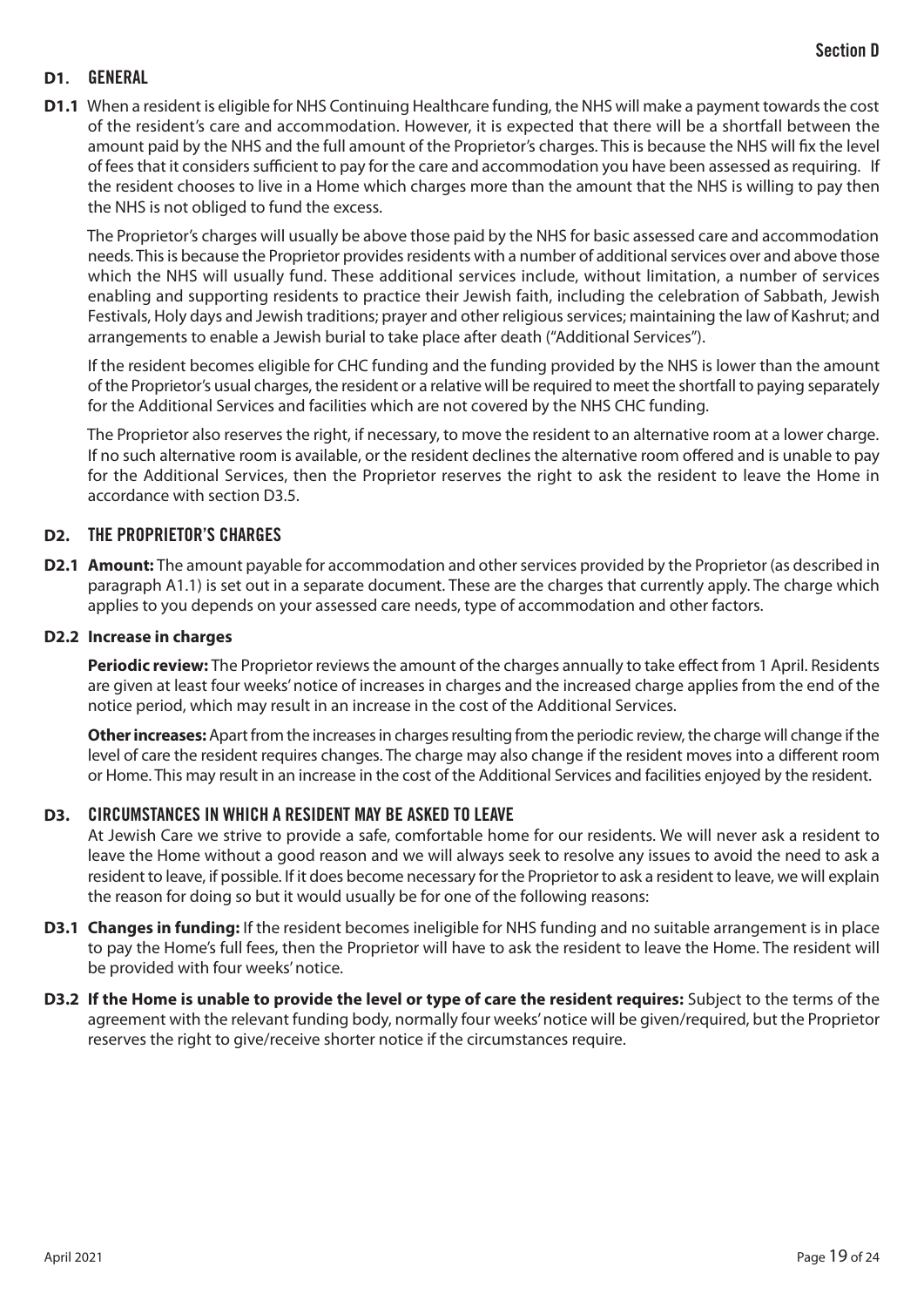## D1. GENERAL

**D1.1** When a resident is eligible for NHS Continuing Healthcare funding, the NHS will make a payment towards the cost of the resident's care and accommodation. However, it is expected that there will be a shortfall between the amount paid by the NHS and the full amount of the Proprietor's charges. This is because the NHS will fix the level of fees that it considers sufficient to pay for the care and accommodation you have been assessed as requiring. If the resident chooses to live in a Home which charges more than the amount that the NHS is willing to pay then the NHS is not obliged to fund the excess.

The Proprietor's charges will usually be above those paid by the NHS for basic assessed care and accommodation needs. This is because the Proprietor provides residents with a number of additional services over and above those which the NHS will usually fund. These additional services include, without limitation, a number of services enabling and supporting residents to practice their Jewish faith, including the celebration of Sabbath, Jewish Festivals, Holy days and Jewish traditions; prayer and other religious services; maintaining the law of Kashrut; and arrangements to enable a Jewish burial to take place after death ("Additional Services").

If the resident becomes eligible for CHC funding and the funding provided by the NHS is lower than the amount of the Proprietor's usual charges, the resident or a relative will be required to meet the shortfall to paying separately for the Additional Services and facilities which are not covered by the NHS CHC funding.

The Proprietor also reserves the right, if necessary, to move the resident to an alternative room at a lower charge. If no such alternative room is available, or the resident declines the alternative room offered and is unable to pay for the Additional Services, then the Proprietor reserves the right to ask the resident to leave the Home in accordance with section D3.5.

## D2. THE PROPRIETOR'S CHARGES

**D2.1 Amount:** The amount payable for accommodation and other services provided by the Proprietor (as described in paragraph A1.1) is set out in a separate document. These are the charges that currently apply. The charge which applies to you depends on your assessed care needs, type of accommodation and other factors.

**D2.2 Increase in charges**

**Periodic review:** The Proprietor reviews the amount of the charges annually to take effect from 1 April. Residents are given at least four weeks' notice of increases in charges and the increased charge applies from the end of the notice period, which may result in an increase in the cost of the Additional Services.

**Other increases:** Apart from the increases in charges resulting from the periodic review, the charge will change if the level of care the resident requires changes. The charge may also change if the resident moves into a different room or Home. This may result in an increase in the cost of the Additional Services and facilities enjoyed by the resident.

## D3. CIRCUMSTANCES IN WHICH A RESIDENT MAY BE ASKED TO LEAVE

At Jewish Care we strive to provide a safe, comfortable home for our residents. We will never ask a resident to leave the Home without a good reason and we will always seek to resolve any issues to avoid the need to ask a resident to leave, if possible. If it does become necessary for the Proprietor to ask a resident to leave, we will explain the reason for doing so but it would usually be for one of the following reasons:

**D3.1 Changes in funding:** If the resident becomes ineligible for NHS funding and no suitable arrangement is in place to pay the Home's full fees, then the Proprietor will have to ask the resident to leave the Home. The resident will be provided with four weeks' notice.

**D3.2 If the Home is unable to provide the level or type of care the resident requires:** Subject to the terms of the agreement with the relevant funding body, normally four weeks' notice will be given/required, but the Proprietor reserves the right to give/receive shorter notice if the circumstances require.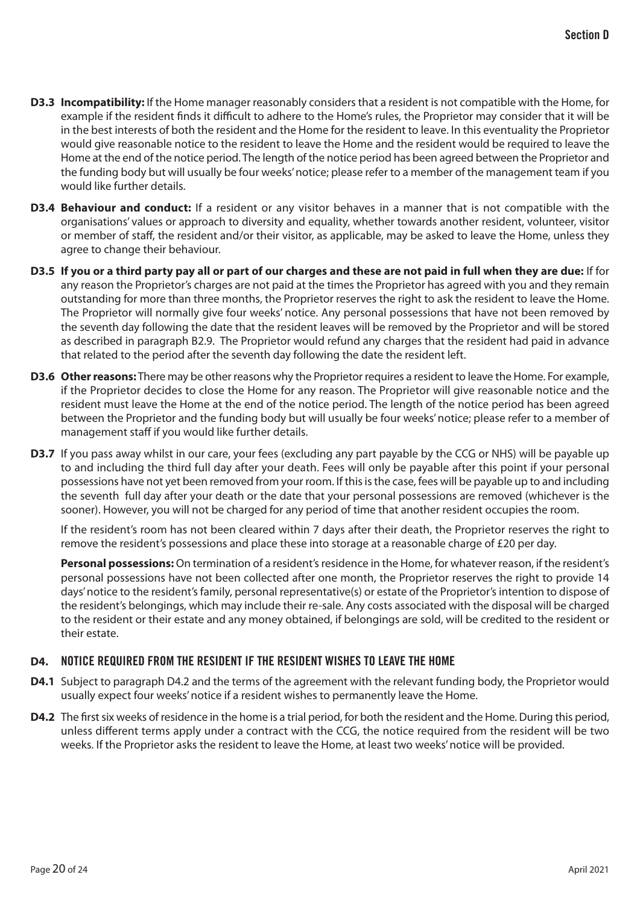**D3.3 Incompatibility:** If the Home manager reasonably considers that a resident is not compatible with the Home, for example if the resident finds it difficult to adhere to the Home's rules, the Proprietor may consider that it will be in the best interests of both the resident and the Home for the resident to leave. In this eventuality the Proprietor would give reasonable notice to the resident to leave the Home and the resident would be required to leave the Home at the end of the notice period. The length of the notice period has been agreed between the Proprietor and the funding body but will usually be four weeks' notice; please refer to a member of the management team if you would like further details.

**D3.4 Behaviour and conduct:** If a resident or any visitor behaves in a manner that is not compatible with the organisations' values or approach to diversity and equality, whether towards another resident, volunteer, visitor or member of staff, the resident and/or their visitor, as applicable, may be asked to leave the Home, unless they agree to change their behaviour.

**D3.5 If you or a third party pay all or part of our charges and these are not paid in full when they are due:** If for any reason the Proprietor's charges are not paid at the times the Proprietor has agreed with you and they remain outstanding for more than three months, the Proprietor reserves the right to ask the resident to leave the Home. The Proprietor will normally give four weeks' notice. Any personal possessions that have not been removed by the seventh day following the date that the resident leaves will be removed by the Proprietor and will be stored as described in paragraph B2.9. The Proprietor would refund any charges that the resident had paid in advance that related to the period after the seventh day following the date the resident left.

**D3.6 Other reasons:** There may be other reasons why the Proprietor requires a resident to leave the Home. For example, if the Proprietor decides to close the Home for any reason. The Proprietor will give reasonable notice and the resident must leave the Home at the end of the notice period. The length of the notice period has been agreed between the Proprietor and the funding body but will usually be four weeks' notice; please refer to a member of management staff if you would like further details.

**D3.7** If you pass away whilst in our care, your fees (excluding any part payable by the CCG or NHS) will be payable up to and including the third full day after your death. Fees will only be payable after this point if your personal possessions have not yet been removed from your room. If this is the case, fees will be payable up to and including the seventh full day after your death or the date that your personal possessions are removed (whichever is the sooner). However, you will not be charged for any period of time that another resident occupies the room.

If the resident's room has not been cleared within 7 days after their death, the Proprietor reserves the right to remove the resident's possessions and place these into storage at a reasonable charge of £20 per day.

**Personal possessions:** On termination of a resident's residence in the Home, for whatever reason, if the resident's personal possessions have not been collected after one month, the Proprietor reserves the right to provide 14 days' notice to the resident's family, personal representative(s) or estate of the Proprietor's intention to dispose of the resident's belongings, which may include their re-sale. Any costs associated with the disposal will be charged to the resident or their estate and any money obtained, if belongings are sold, will be credited to the resident or their estate.

## D4. NOTICE REQUIRED FROM THE RESIDENT IF THE RESIDENT WISHES TO LEAVE THE HOME

**D4.1** Subject to paragraph D4.2 and the terms of the agreement with the relevant funding body, the Proprietor would usually expect four weeks' notice if a resident wishes to permanently leave the Home.

**D4.2** The first six weeks of residence in the home is a trial period, for both the resident and the Home. During this period, unless different terms apply under a contract with the CCG, the notice required from the resident will be two weeks. If the Proprietor asks the resident to leave the Home, at least two weeks' notice will be provided.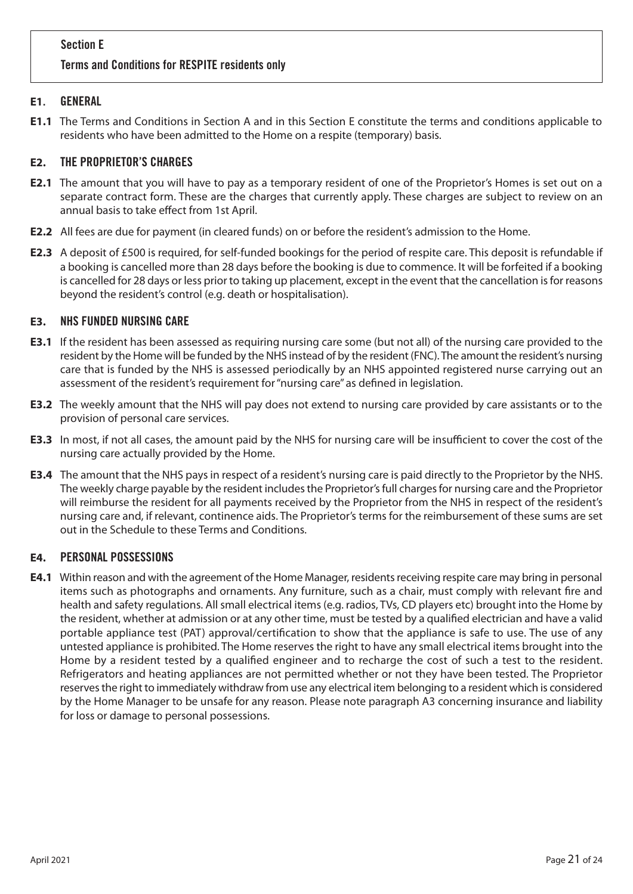## Section E

## Terms and Conditions for RESPITE residents only

### E1. GENERAL

**E1.1** The Terms and Conditions in Section A and in this Section E constitute the terms and conditions applicable to residents who have been admitted to the Home on a respite (temporary) basis.

### E2. THE PROPRIETOR'S CHARGES

**E2.1** The amount that you will have to pay as a temporary resident of one of the Proprietor's Homes is set out on a separate contract form. These are the charges that currently apply. These charges are subject to review on an annual basis to take effect from 1st April.

**E2.2** All fees are due for payment (in cleared funds) on or before the resident's admission to the Home.

**E2.3** A deposit of £500 is required, for self-funded bookings for the period of respite care. This deposit is refundable if a booking is cancelled more than 28 days before the booking is due to commence. It will be forfeited if a booking is cancelled for 28 days or less prior to taking up placement, except in the event that the cancellation is for reasons beyond the resident's control (e.g. death or hospitalisation).

### E3. NHS FUNDED NURSING CARE

**E3.1** If the resident has been assessed as requiring nursing care some (but not all) of the nursing care provided to the resident by the Home will be funded by the NHS instead of by the resident (FNC). The amount the resident's nursing care that is funded by the NHS is assessed periodically by an NHS appointed registered nurse carrying out an assessment of the resident's requirement for "nursing care" as defined in legislation.

**E3.2** The weekly amount that the NHS will pay does not extend to nursing care provided by care assistants or to the provision of personal care services.

**E3.3** In most, if not all cases, the amount paid by the NHS for nursing care will be insufficient to cover the cost of the nursing care actually provided by the Home.

**E3.4** The amount that the NHS pays in respect of a resident's nursing care is paid directly to the Proprietor by the NHS. The weekly charge payable by the resident includes the Proprietor's full charges for nursing care and the Proprietor will reimburse the resident for all payments received by the Proprietor from the NHS in respect of the resident's nursing care and, if relevant, continence aids. The Proprietor's terms for the reimbursement of these sums are set out in the Schedule to these Terms and Conditions.

### E4. PERSONAL POSSESSIONS

**E4.1** Within reason and with the agreement of the Home Manager, residents receiving respite care may bring in personal items such as photographs and ornaments. Any furniture, such as a chair, must comply with relevant fire and health and safety regulations. All small electrical items (e.g. radios, TVs, CD players etc) brought into the Home by the resident, whether at admission or at any other time, must be tested by a qualified electrician and have a valid portable appliance test (PAT) approval/certification to show that the appliance is safe to use. The use of any untested appliance is prohibited. The Home reserves the right to have any small electrical items brought into the Home by a resident tested by a qualified engineer and to recharge the cost of such a test to the resident. Refrigerators and heating appliances are not permitted whether or not they have been tested. The Proprietor reserves the right to immediately withdraw from use any electrical item belonging to a resident which is considered by the Home Manager to be unsafe for any reason. Please note paragraph A3 concerning insurance and liability for loss or damage to personal possessions.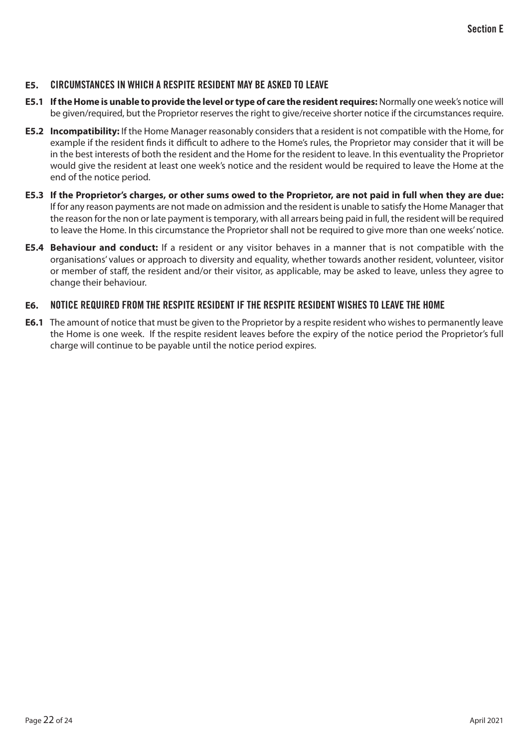## E5. CIRCUMSTANCES IN WHICH A RESPITE RESIDENT MAY BE ASKED TO LEAVE

**E5.1 If the Home is unable to provide the level or type of care the resident requires:** Normally one week's notice will be given/required, but the Proprietor reserves the right to give/receive shorter notice if the circumstances require.

**E5.2 Incompatibility:** If the Home Manager reasonably considers that a resident is not compatible with the Home, for example if the resident finds it difficult to adhere to the Home's rules, the Proprietor may consider that it will be in the best interests of both the resident and the Home for the resident to leave. In this eventuality the Proprietor would give the resident at least one week's notice and the resident would be required to leave the Home at the end of the notice period.

**E5.3 If the Proprietor's charges, or other sums owed to the Proprietor, are not paid in full when they are due:** If for any reason payments are not made on admission and the resident is unable to satisfy the Home Manager that the reason for the non or late payment is temporary, with all arrears being paid in full, the resident will be required to leave the Home. In this circumstance the Proprietor shall not be required to give more than one weeks' notice.

**E5.4 Behaviour and conduct:** If a resident or any visitor behaves in a manner that is not compatible with the organisations' values or approach to diversity and equality, whether towards another resident, volunteer, visitor or member of staff, the resident and/or their visitor, as applicable, may be asked to leave, unless they agree to change their behaviour.

## E6. NOTICE REQUIRED FROM THE RESPITE RESIDENT IF THE RESPITE RESIDENT WISHES TO LEAVE THE HOME

**E6.1** The amount of notice that must be given to the Proprietor by a respite resident who wishes to permanently leave the Home is one week. If the respite resident leaves before the expiry of the notice period the Proprietor's full charge will continue to be payable until the notice period expires.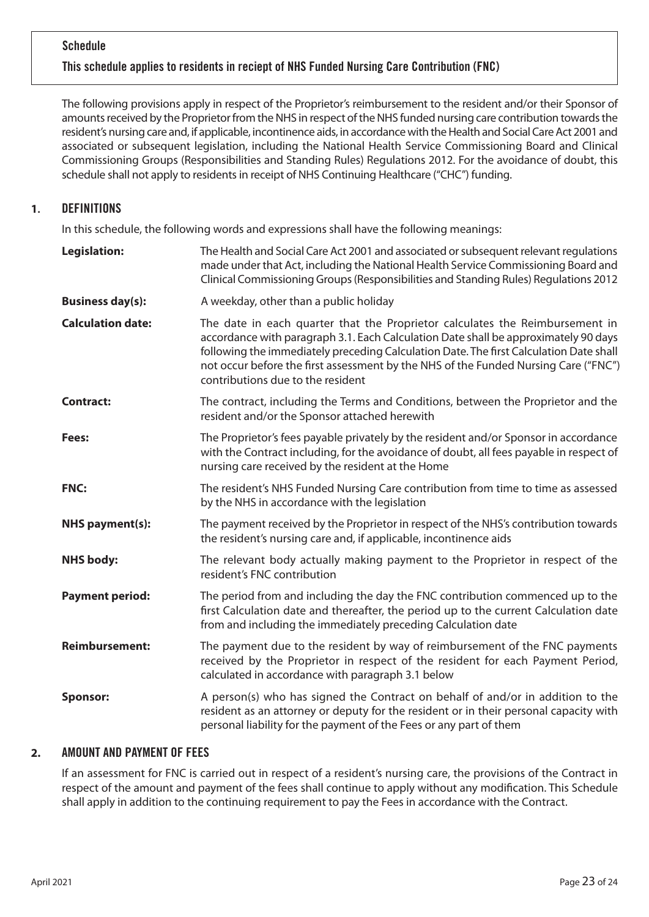## Schedule

## This schedule applies to residents in reciept of NHS Funded Nursing Care Contribution (FNC)

The following provisions apply in respect of the Proprietor's reimbursement to the resident and/or their Sponsor of amounts received by the Proprietor from the NHS in respect of the NHS funded nursing care contribution towards the resident's nursing care and, if applicable, incontinence aids, in accordance with the Health and Social Care Act 2001 and associated or subsequent legislation, including the National Health Service Commissioning Board and Clinical Commissioning Groups (Responsibilities and Standing Rules) Regulations 2012. For the avoidance of doubt, this schedule shall not apply to residents in receipt of NHS Continuing Healthcare ("CHC") funding.

### 1. DEFINITIONS

In this schedule, the following words and expressions shall have the following meanings:

| | |
|---|---|
| **Legislation:** | The Health and Social Care Act 2001 and associated or subsequent relevant regulations made under that Act, including the National Health Service Commissioning Board and Clinical Commissioning Groups (Responsibilities and Standing Rules) Regulations 2012 |
| **Business day(s):** | A weekday, other than a public holiday |
| **Calculation date:** | The date in each quarter that the Proprietor calculates the Reimbursement in accordance with paragraph 3.1. Each Calculation Date shall be approximately 90 days following the immediately preceding Calculation Date. The first Calculation Date shall not occur before the first assessment by the NHS of the Funded Nursing Care ("FNC") contributions due to the resident |
| **Contract:** | The contract, including the Terms and Conditions, between the Proprietor and the resident and/or the Sponsor attached herewith |
| **Fees:** | The Proprietor's fees payable privately by the resident and/or Sponsor in accordance with the Contract including, for the avoidance of doubt, all fees payable in respect of nursing care received by the resident at the Home |
| **FNC:** | The resident's NHS Funded Nursing Care contribution from time to time as assessed by the NHS in accordance with the legislation |
| **NHS payment(s):** | The payment received by the Proprietor in respect of the NHS's contribution towards the resident's nursing care and, if applicable, incontinence aids |
| **NHS body:** | The relevant body actually making payment to the Proprietor in respect of the resident's FNC contribution |
| **Payment period:** | The period from and including the day the FNC contribution commenced up to the first Calculation date and thereafter, the period up to the current Calculation date from and including the immediately preceding Calculation date |
| **Reimbursement:** | The payment due to the resident by way of reimbursement of the FNC payments received by the Proprietor in respect of the resident for each Payment Period, calculated in accordance with paragraph 3.1 below |
| **Sponsor:** | A person(s) who has signed the Contract on behalf of and/or in addition to the resident as an attorney or deputy for the resident or in their personal capacity with personal liability for the payment of the Fees or any part of them |

### 2. AMOUNT AND PAYMENT OF FEES

If an assessment for FNC is carried out in respect of a resident's nursing care, the provisions of the Contract in respect of the amount and payment of the fees shall continue to apply without any modification. This Schedule shall apply in addition to the continuing requirement to pay the Fees in accordance with the Contract.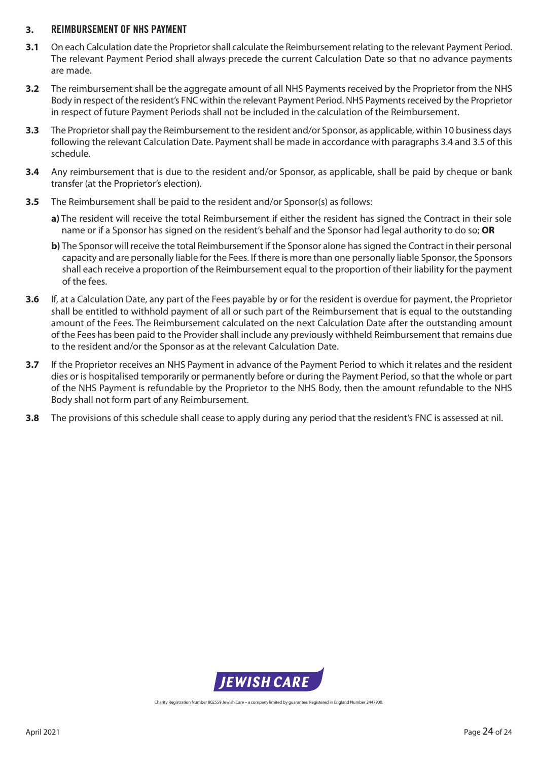## 3. REIMBURSEMENT OF NHS PAYMENT

**3.1** On each Calculation date the Proprietor shall calculate the Reimbursement relating to the relevant Payment Period. The relevant Payment Period shall always precede the current Calculation Date so that no advance payments are made.

**3.2** The reimbursement shall be the aggregate amount of all NHS Payments received by the Proprietor from the NHS Body in respect of the resident's FNC within the relevant Payment Period. NHS Payments received by the Proprietor in respect of future Payment Periods shall not be included in the calculation of the Reimbursement.

**3.3** The Proprietor shall pay the Reimbursement to the resident and/or Sponsor, as applicable, within 10 business days following the relevant Calculation Date. Payment shall be made in accordance with paragraphs 3.4 and 3.5 of this schedule.

**3.4** Any reimbursement that is due to the resident and/or Sponsor, as applicable, shall be paid by cheque or bank transfer (at the Proprietor's election).

**3.5** The Reimbursement shall be paid to the resident and/or Sponsor(s) as follows:

**a)** The resident will receive the total Reimbursement if either the resident has signed the Contract in their sole name or if a Sponsor has signed on the resident's behalf and the Sponsor had legal authority to do so; **OR**

**b)** The Sponsor will receive the total Reimbursement if the Sponsor alone has signed the Contract in their personal capacity and are personally liable for the Fees. If there is more than one personally liable Sponsor, the Sponsors shall each receive a proportion of the Reimbursement equal to the proportion of their liability for the payment of the fees.

**3.6** If, at a Calculation Date, any part of the Fees payable by or for the resident is overdue for payment, the Proprietor shall be entitled to withhold payment of all or such part of the Reimbursement that is equal to the outstanding amount of the Fees. The Reimbursement calculated on the next Calculation Date after the outstanding amount of the Fees has been paid to the Provider shall include any previously withheld Reimbursement that remains due to the resident and/or the Sponsor as at the relevant Calculation Date.

**3.7** If the Proprietor receives an NHS Payment in advance of the Payment Period to which it relates and the resident dies or is hospitalised temporarily or permanently before or during the Payment Period, so that the whole or part of the NHS Payment is refundable by the Proprietor to the NHS Body, then the amount refundable to the NHS Body shall not form part of any Reimbursement.

**3.8** The provisions of this schedule shall cease to apply during any period that the resident's FNC is assessed at nil.

JEWISH CARE

Charity Registration Number 802559 Jewish Care – a company limited by guarantee. Registered in England Number 2447900.

April 2021